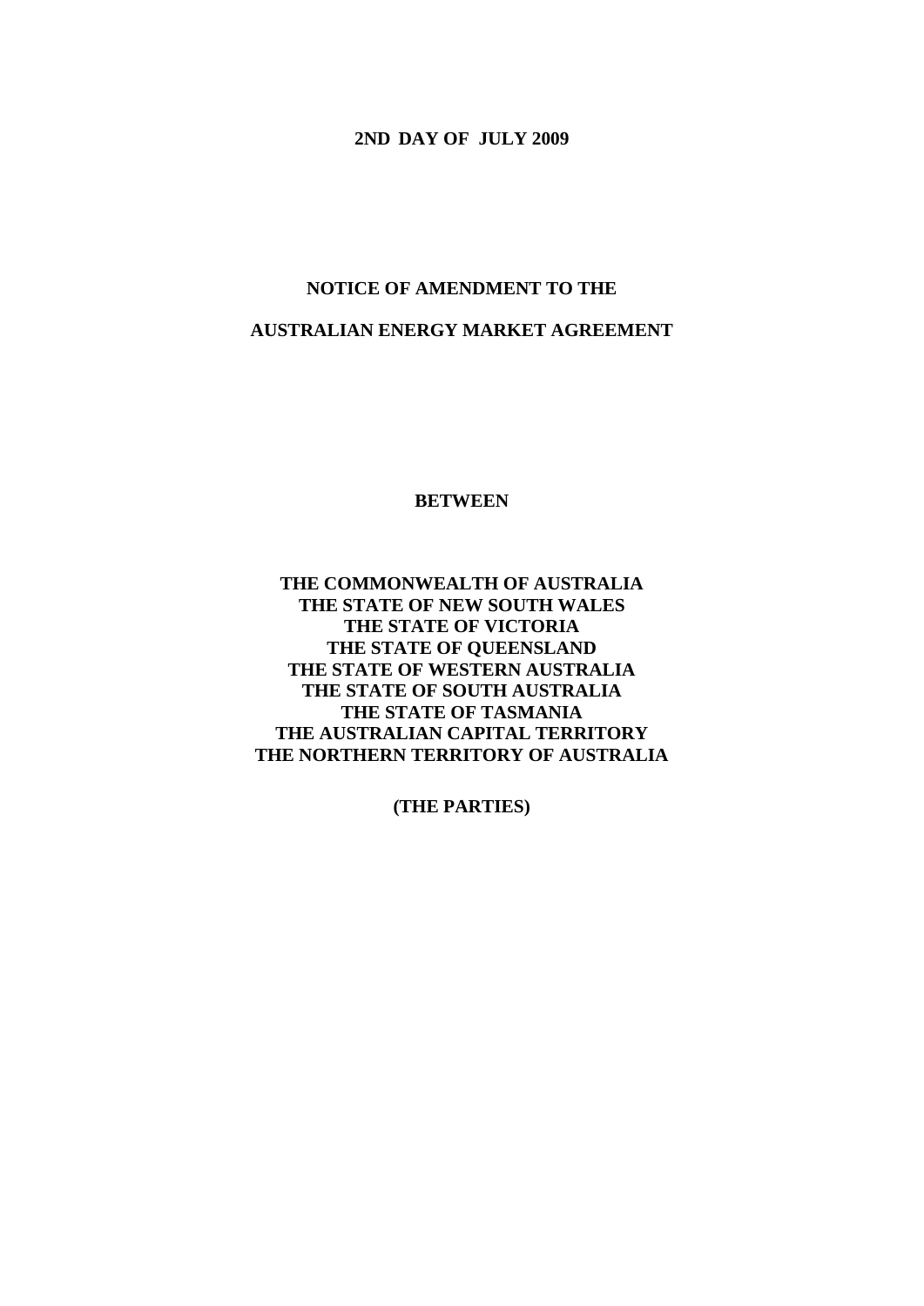**2ND DAY OF JULY 2009**

# NOTICE OF AMENDMENT TO THE

# AUSTRALIAN ENERGY MARKET AGREEMENT

**BETWEEN**

**THE COMMONWEALTH OF AUSTRALIA**
**THE STATE OF NEW SOUTH WALES**
**THE STATE OF VICTORIA**
**THE STATE OF QUEENSLAND**
**THE STATE OF WESTERN AUSTRALIA**
**THE STATE OF SOUTH AUSTRALIA**
**THE STATE OF TASMANIA**
**THE AUSTRALIAN CAPITAL TERRITORY**
**THE NORTHERN TERRITORY OF AUSTRALIA**

**(THE PARTIES)**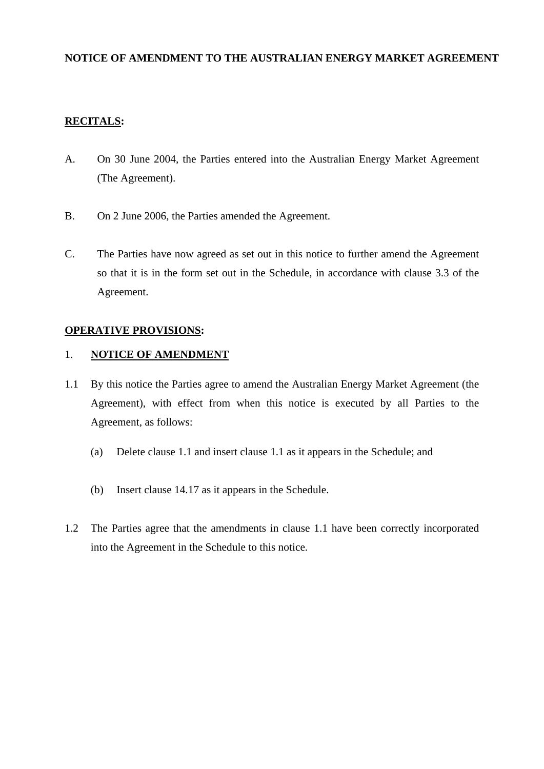**NOTICE OF AMENDMENT TO THE AUSTRALIAN ENERGY MARKET AGREEMENT**

**<u>RECITALS</u>:**

A. On 30 June 2004, the Parties entered into the Australian Energy Market Agreement (The Agreement).

B. On 2 June 2006, the Parties amended the Agreement.

C. The Parties have now agreed as set out in this notice to further amend the Agreement so that it is in the form set out in the Schedule, in accordance with clause 3.3 of the Agreement.

**<u>OPERATIVE PROVISIONS</u>:**

1. **<u>NOTICE OF AMENDMENT</u>**

1.1 By this notice the Parties agree to amend the Australian Energy Market Agreement (the Agreement), with effect from when this notice is executed by all Parties to the Agreement, as follows:

(a) Delete clause 1.1 and insert clause 1.1 as it appears in the Schedule; and

(b) Insert clause 14.17 as it appears in the Schedule.

1.2 The Parties agree that the amendments in clause 1.1 have been correctly incorporated into the Agreement in the Schedule to this notice.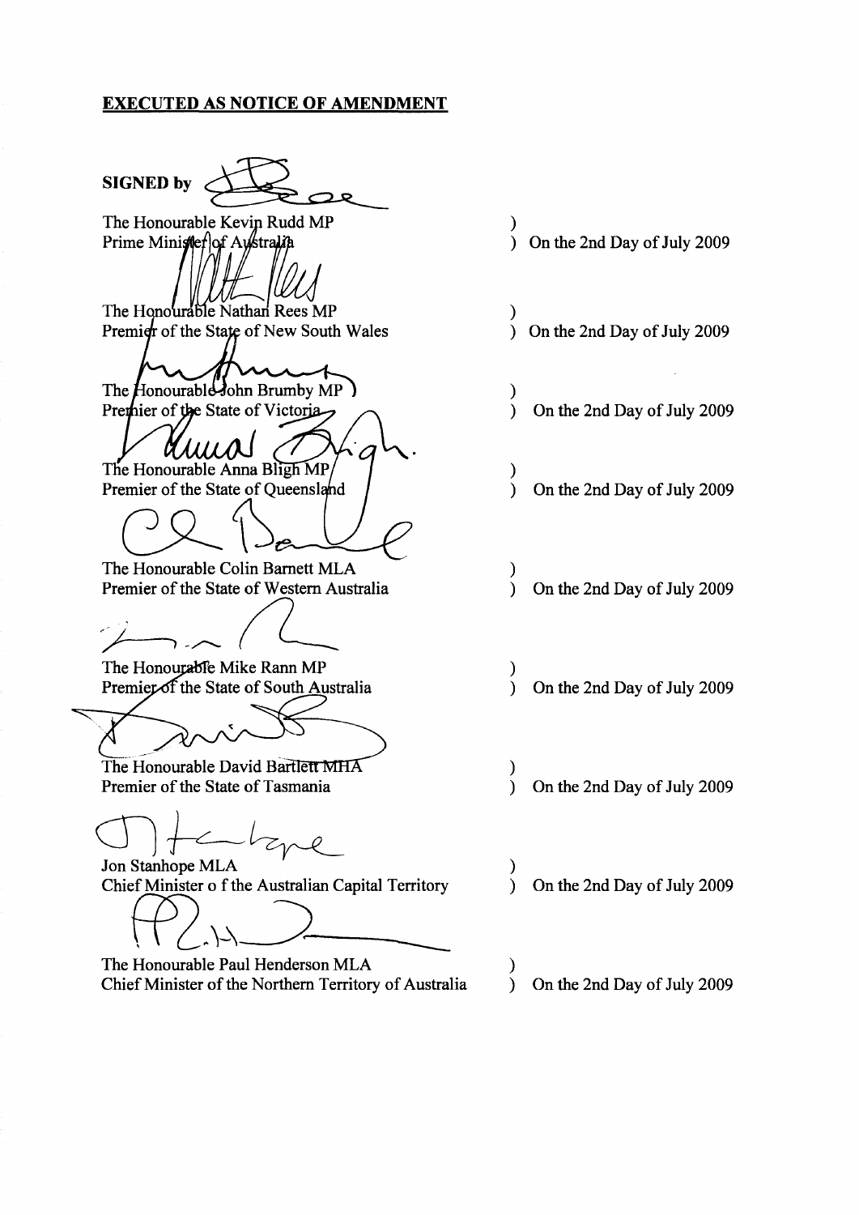## EXECUTED AS NOTICE OF AMENDMENT

**SIGNED by**

| | |
|---|---|
| The Honourable Kevin Rudd MP<br>Prime Minister of Australia | ) <br>) On the 2nd Day of July 2009 |
| The Honourable Nathan Rees MP<br>Premier of the State of New South Wales | ) <br>) On the 2nd Day of July 2009 |
| The Honourable John Brumby MP<br>Premier of the State of Victoria | ) <br>) On the 2nd Day of July 2009 |
| The Honourable Anna Bligh MP<br>Premier of the State of Queensland | ) <br>) On the 2nd Day of July 2009 |
| The Honourable Colin Barnett MLA<br>Premier of the State of Western Australia | ) <br>) On the 2nd Day of July 2009 |
| The Honourable Mike Rann MP<br>Premier of the State of South Australia | ) <br>) On the 2nd Day of July 2009 |
| The Honourable David Bartlett MHA<br>Premier of the State of Tasmania | ) <br>) On the 2nd Day of July 2009 |
| Jon Stanhope MLA<br>Chief Minister o f the Australian Capital Territory | ) <br>) On the 2nd Day of July 2009 |
| The Honourable Paul Henderson MLA<br>Chief Minister of the Northern Territory of Australia | ) <br>) On the 2nd Day of July 2009 |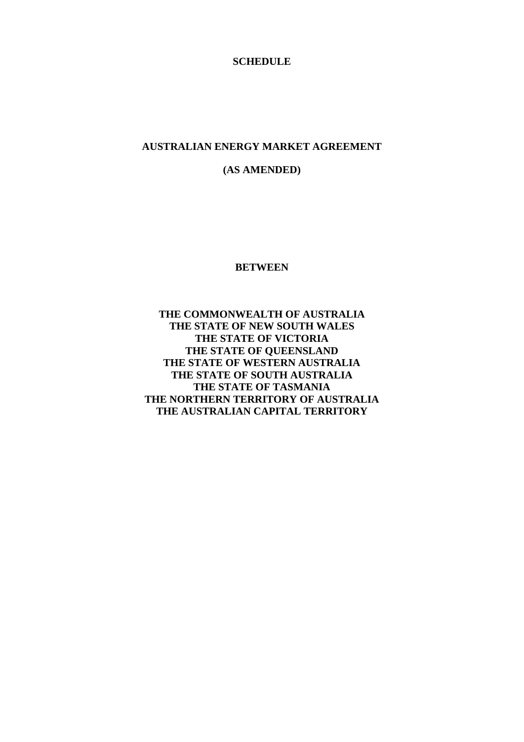**SCHEDULE**

**AUSTRALIAN ENERGY MARKET AGREEMENT**

**(AS AMENDED)**

**BETWEEN**

**THE COMMONWEALTH OF AUSTRALIA**
**THE STATE OF NEW SOUTH WALES**
**THE STATE OF VICTORIA**
**THE STATE OF QUEENSLAND**
**THE STATE OF WESTERN AUSTRALIA**
**THE STATE OF SOUTH AUSTRALIA**
**THE STATE OF TASMANIA**
**THE NORTHERN TERRITORY OF AUSTRALIA**
**THE AUSTRALIAN CAPITAL TERRITORY**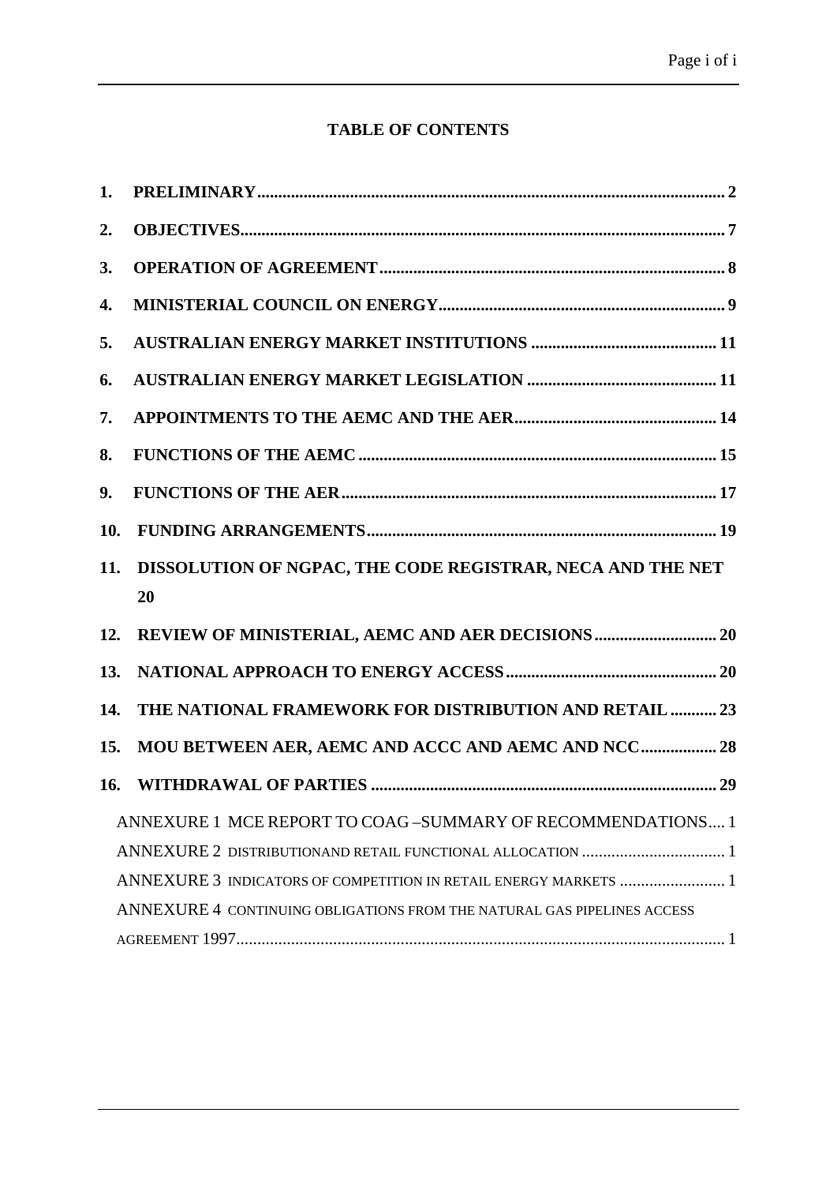## TABLE OF CONTENTS

1. **PRELIMINARY** .......... 2
2. **OBJECTIVES** .......... 7
3. **OPERATION OF AGREEMENT** .......... 8
4. **MINISTERIAL COUNCIL ON ENERGY** .......... 9
5. **AUSTRALIAN ENERGY MARKET INSTITUTIONS** .......... 11
6. **AUSTRALIAN ENERGY MARKET LEGISLATION** .......... 11
7. **APPOINTMENTS TO THE AEMC AND THE AER** .......... 14
8. **FUNCTIONS OF THE AEMC** .......... 15
9. **FUNCTIONS OF THE AER** .......... 17
10. **FUNDING ARRANGEMENTS** .......... 19
11. **DISSOLUTION OF NGPAC, THE CODE REGISTRAR, NECA AND THE NET** 20
12. **REVIEW OF MINISTERIAL, AEMC AND AER DECISIONS** .......... 20
13. **NATIONAL APPROACH TO ENERGY ACCESS** .......... 20
14. **THE NATIONAL FRAMEWORK FOR DISTRIBUTION AND RETAIL** .......... 23
15. **MOU BETWEEN AER, AEMC AND ACCC AND AEMC AND NCC** .......... 28
16. **WITHDRAWAL OF PARTIES** .......... 29

ANNEXURE 1 MCE REPORT TO COAG –SUMMARY OF RECOMMENDATIONS.... 1
ANNEXURE 2 DISTRIBUTIONAND RETAIL FUNCTIONAL ALLOCATION .......... 1
ANNEXURE 3 INDICATORS OF COMPETITION IN RETAIL ENERGY MARKETS .......... 1
ANNEXURE 4 CONTINUING OBLIGATIONS FROM THE NATURAL GAS PIPELINES ACCESS AGREEMENT 1997.......... 1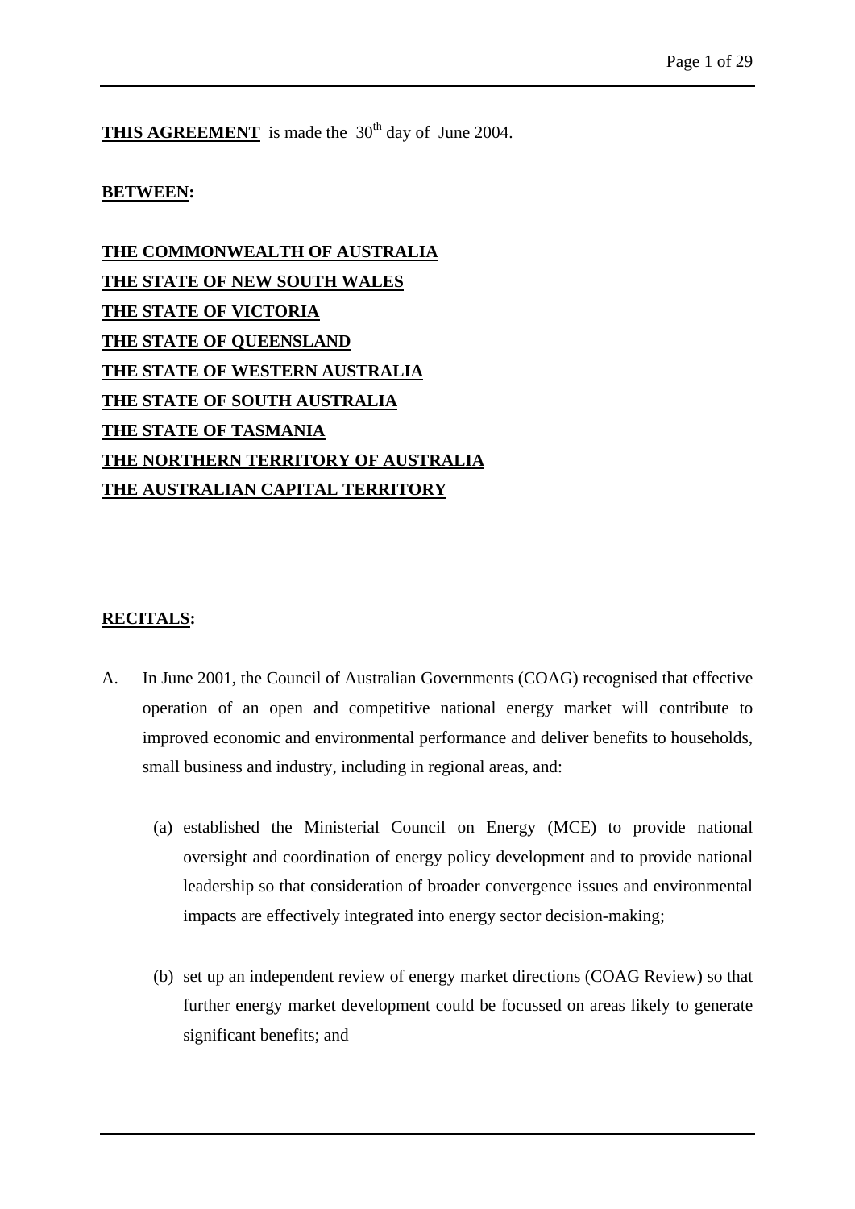**THIS AGREEMENT** is made the 30th day of June 2004.

**BETWEEN:**

**THE COMMONWEALTH OF AUSTRALIA**
**THE STATE OF NEW SOUTH WALES**
**THE STATE OF VICTORIA**
**THE STATE OF QUEENSLAND**
**THE STATE OF WESTERN AUSTRALIA**
**THE STATE OF SOUTH AUSTRALIA**
**THE STATE OF TASMANIA**
**THE NORTHERN TERRITORY OF AUSTRALIA**
**THE AUSTRALIAN CAPITAL TERRITORY**

**RECITALS:**

A. In June 2001, the Council of Australian Governments (COAG) recognised that effective operation of an open and competitive national energy market will contribute to improved economic and environmental performance and deliver benefits to households, small business and industry, including in regional areas, and:

(a) established the Ministerial Council on Energy (MCE) to provide national oversight and coordination of energy policy development and to provide national leadership so that consideration of broader convergence issues and environmental impacts are effectively integrated into energy sector decision-making;

(b) set up an independent review of energy market directions (COAG Review) so that further energy market development could be focussed on areas likely to generate significant benefits; and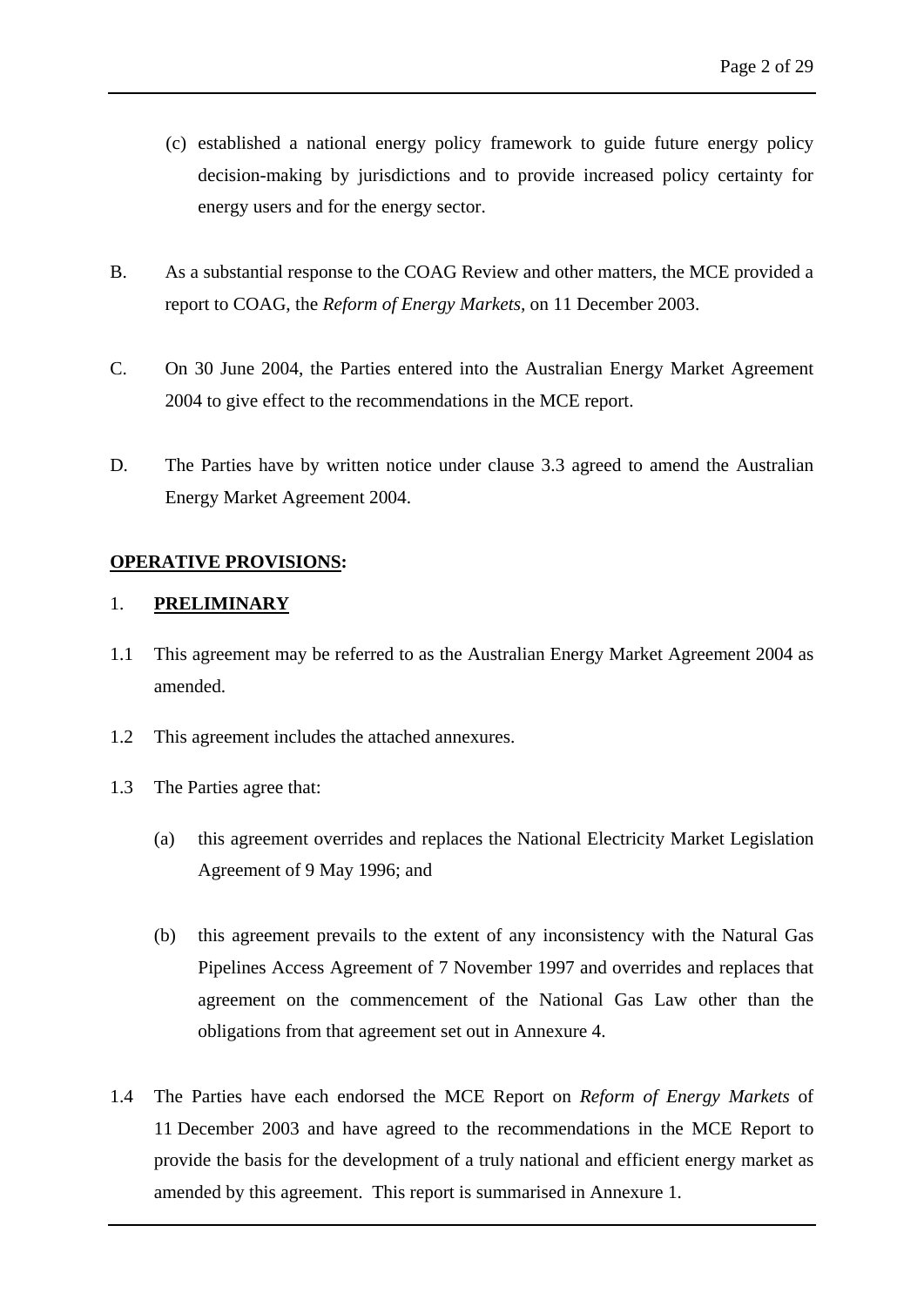(c) established a national energy policy framework to guide future energy policy decision-making by jurisdictions and to provide increased policy certainty for energy users and for the energy sector.

B. As a substantial response to the COAG Review and other matters, the MCE provided a report to COAG, the *Reform of Energy Markets*, on 11 December 2003.

C. On 30 June 2004, the Parties entered into the Australian Energy Market Agreement 2004 to give effect to the recommendations in the MCE report.

D. The Parties have by written notice under clause 3.3 agreed to amend the Australian Energy Market Agreement 2004.

**<u>OPERATIVE PROVISIONS</u>:**

1. **<u>PRELIMINARY</u>**

1.1 This agreement may be referred to as the Australian Energy Market Agreement 2004 as amended.

1.2 This agreement includes the attached annexures.

1.3 The Parties agree that:

(a) this agreement overrides and replaces the National Electricity Market Legislation Agreement of 9 May 1996; and

(b) this agreement prevails to the extent of any inconsistency with the Natural Gas Pipelines Access Agreement of 7 November 1997 and overrides and replaces that agreement on the commencement of the National Gas Law other than the obligations from that agreement set out in Annexure 4.

1.4 The Parties have each endorsed the MCE Report on *Reform of Energy Markets* of 11 December 2003 and have agreed to the recommendations in the MCE Report to provide the basis for the development of a truly national and efficient energy market as amended by this agreement. This report is summarised in Annexure 1.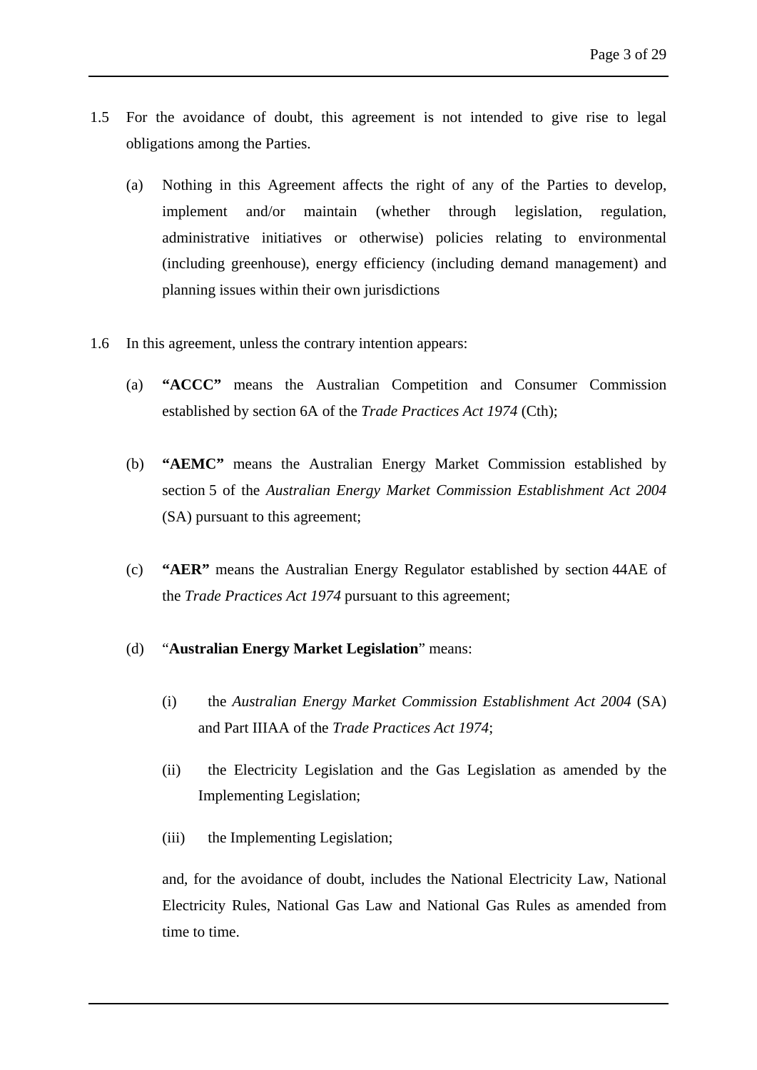1.5 For the avoidance of doubt, this agreement is not intended to give rise to legal obligations among the Parties.

   (a) Nothing in this Agreement affects the right of any of the Parties to develop, implement and/or maintain (whether through legislation, regulation, administrative initiatives or otherwise) policies relating to environmental (including greenhouse), energy efficiency (including demand management) and planning issues within their own jurisdictions

1.6 In this agreement, unless the contrary intention appears:

   (a) **"ACCC"** means the Australian Competition and Consumer Commission established by section 6A of the *Trade Practices Act 1974* (Cth);

   (b) **"AEMC"** means the Australian Energy Market Commission established by section 5 of the *Australian Energy Market Commission Establishment Act 2004* (SA) pursuant to this agreement;

   (c) **"AER"** means the Australian Energy Regulator established by section 44AE of the *Trade Practices Act 1974* pursuant to this agreement;

   (d) "**Australian Energy Market Legislation**" means:

      (i) the *Australian Energy Market Commission Establishment Act 2004* (SA) and Part IIIAA of the *Trade Practices Act 1974*;

      (ii) the Electricity Legislation and the Gas Legislation as amended by the Implementing Legislation;

      (iii) the Implementing Legislation;

   and, for the avoidance of doubt, includes the National Electricity Law, National Electricity Rules, National Gas Law and National Gas Rules as amended from time to time.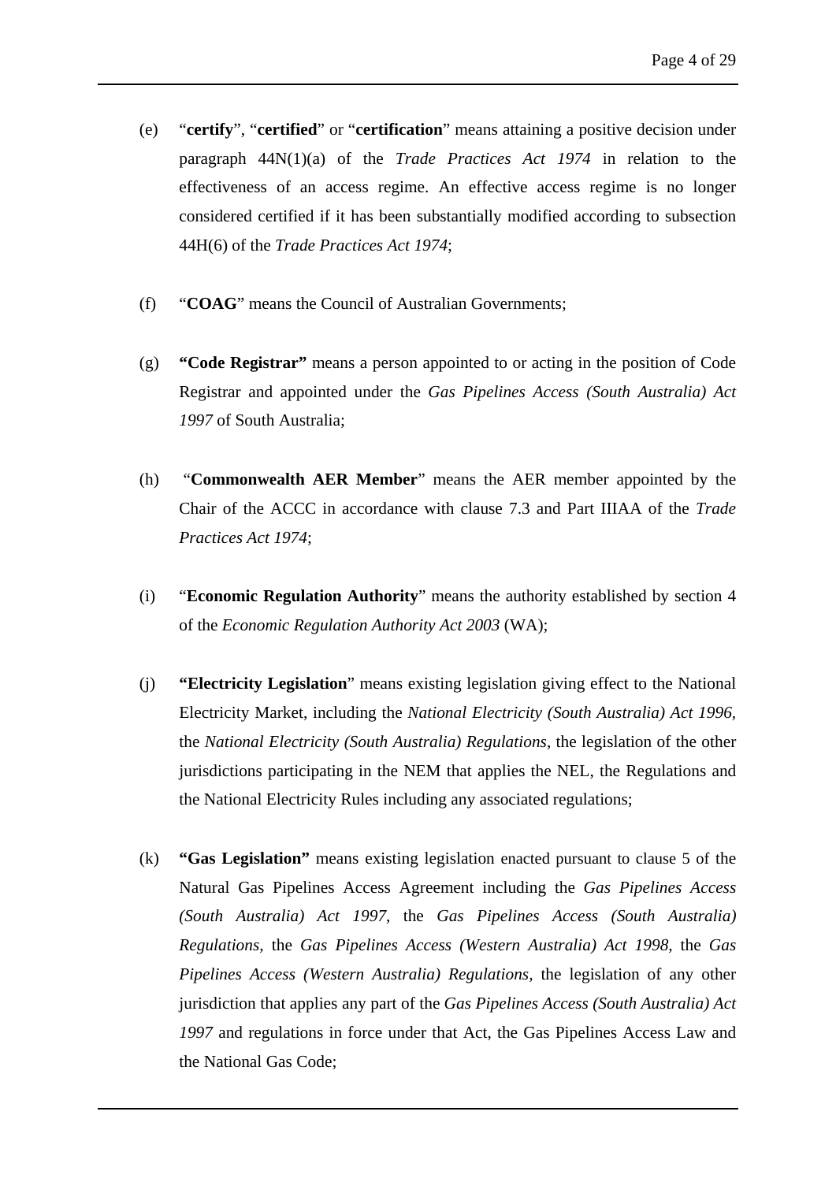(e) “**certify**”, “**certified**” or “**certification**” means attaining a positive decision under paragraph 44N(1)(a) of the *Trade Practices Act 1974* in relation to the effectiveness of an access regime. An effective access regime is no longer considered certified if it has been substantially modified according to subsection 44H(6) of the *Trade Practices Act 1974*;

(f) “**COAG**” means the Council of Australian Governments;

(g) **“Code Registrar”** means a person appointed to or acting in the position of Code Registrar and appointed under the *Gas Pipelines Access (South Australia) Act 1997* of South Australia;

(h) “**Commonwealth AER Member**” means the AER member appointed by the Chair of the ACCC in accordance with clause 7.3 and Part IIIAA of the *Trade Practices Act 1974*;

(i) “**Economic Regulation Authority**” means the authority established by section 4 of the *Economic Regulation Authority Act 2003* (WA);

(j) **“Electricity Legislation**” means existing legislation giving effect to the National Electricity Market, including the *National Electricity (South Australia) Act 1996*, the *National Electricity (South Australia) Regulations*, the legislation of the other jurisdictions participating in the NEM that applies the NEL, the Regulations and the National Electricity Rules including any associated regulations;

(k) **“Gas Legislation”** means existing legislation enacted pursuant to clause 5 of the Natural Gas Pipelines Access Agreement including the *Gas Pipelines Access (South Australia) Act 1997*, the *Gas Pipelines Access (South Australia) Regulations*, the *Gas Pipelines Access (Western Australia) Act 1998*, the *Gas Pipelines Access (Western Australia) Regulations*, the legislation of any other jurisdiction that applies any part of the *Gas Pipelines Access (South Australia) Act 1997* and regulations in force under that Act, the Gas Pipelines Access Law and the National Gas Code;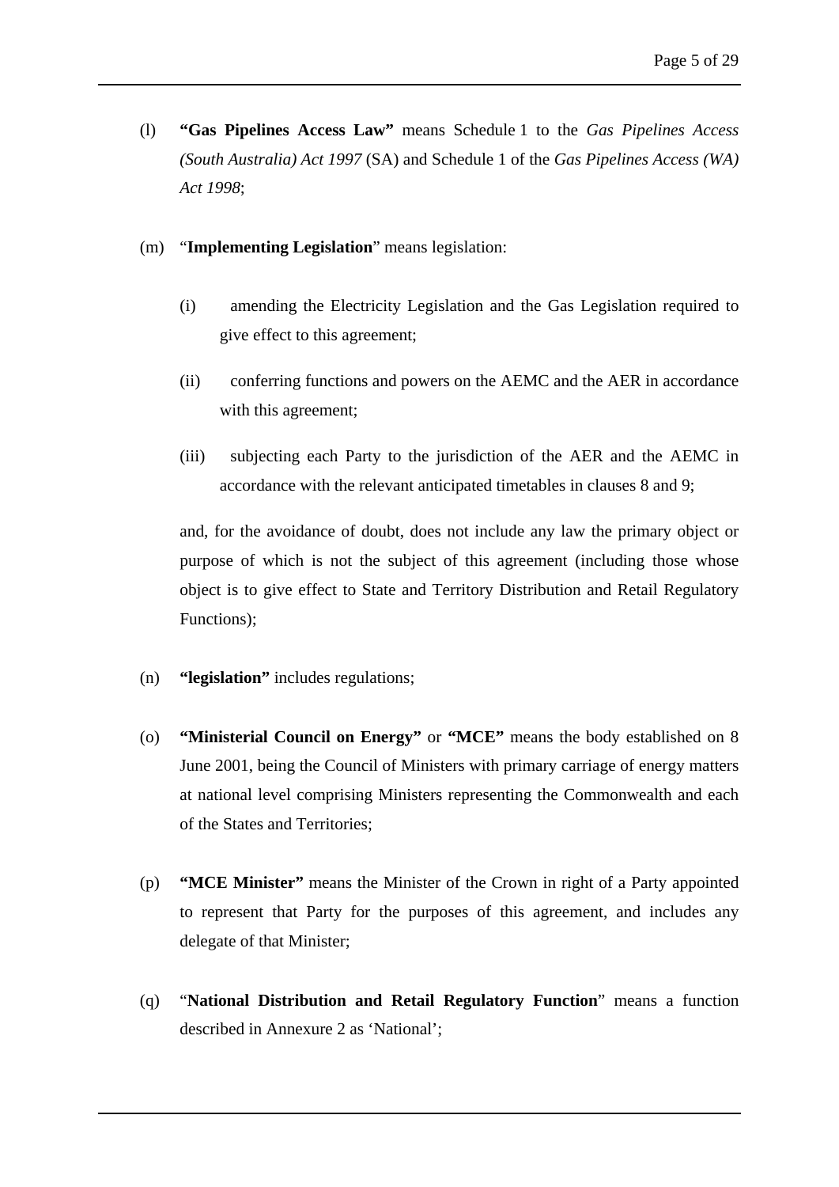(l) **"Gas Pipelines Access Law"** means Schedule 1 to the *Gas Pipelines Access (South Australia) Act 1997* (SA) and Schedule 1 of the *Gas Pipelines Access (WA) Act 1998*;

(m) "**Implementing Legislation**" means legislation:

(i) amending the Electricity Legislation and the Gas Legislation required to give effect to this agreement;

(ii) conferring functions and powers on the AEMC and the AER in accordance with this agreement;

(iii) subjecting each Party to the jurisdiction of the AER and the AEMC in accordance with the relevant anticipated timetables in clauses 8 and 9;

and, for the avoidance of doubt, does not include any law the primary object or purpose of which is not the subject of this agreement (including those whose object is to give effect to State and Territory Distribution and Retail Regulatory Functions);

(n) **"legislation"** includes regulations;

(o) **"Ministerial Council on Energy"** or **"MCE"** means the body established on 8 June 2001, being the Council of Ministers with primary carriage of energy matters at national level comprising Ministers representing the Commonwealth and each of the States and Territories;

(p) **"MCE Minister"** means the Minister of the Crown in right of a Party appointed to represent that Party for the purposes of this agreement, and includes any delegate of that Minister;

(q) "**National Distribution and Retail Regulatory Function**" means a function described in Annexure 2 as 'National';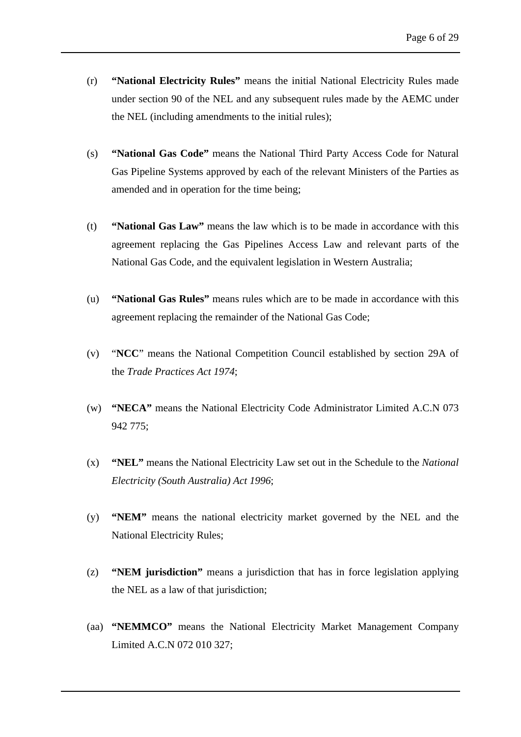(r) **"National Electricity Rules"** means the initial National Electricity Rules made under section 90 of the NEL and any subsequent rules made by the AEMC under the NEL (including amendments to the initial rules);

(s) **"National Gas Code"** means the National Third Party Access Code for Natural Gas Pipeline Systems approved by each of the relevant Ministers of the Parties as amended and in operation for the time being;

(t) **"National Gas Law"** means the law which is to be made in accordance with this agreement replacing the Gas Pipelines Access Law and relevant parts of the National Gas Code, and the equivalent legislation in Western Australia;

(u) **"National Gas Rules"** means rules which are to be made in accordance with this agreement replacing the remainder of the National Gas Code;

(v) "**NCC**" means the National Competition Council established by section 29A of the *Trade Practices Act 1974*;

(w) **"NECA"** means the National Electricity Code Administrator Limited A.C.N 073 942 775;

(x) **"NEL"** means the National Electricity Law set out in the Schedule to the *National Electricity (South Australia) Act 1996*;

(y) **"NEM"** means the national electricity market governed by the NEL and the National Electricity Rules;

(z) **"NEM jurisdiction"** means a jurisdiction that has in force legislation applying the NEL as a law of that jurisdiction;

(aa) **"NEMMCO"** means the National Electricity Market Management Company Limited A.C.N 072 010 327;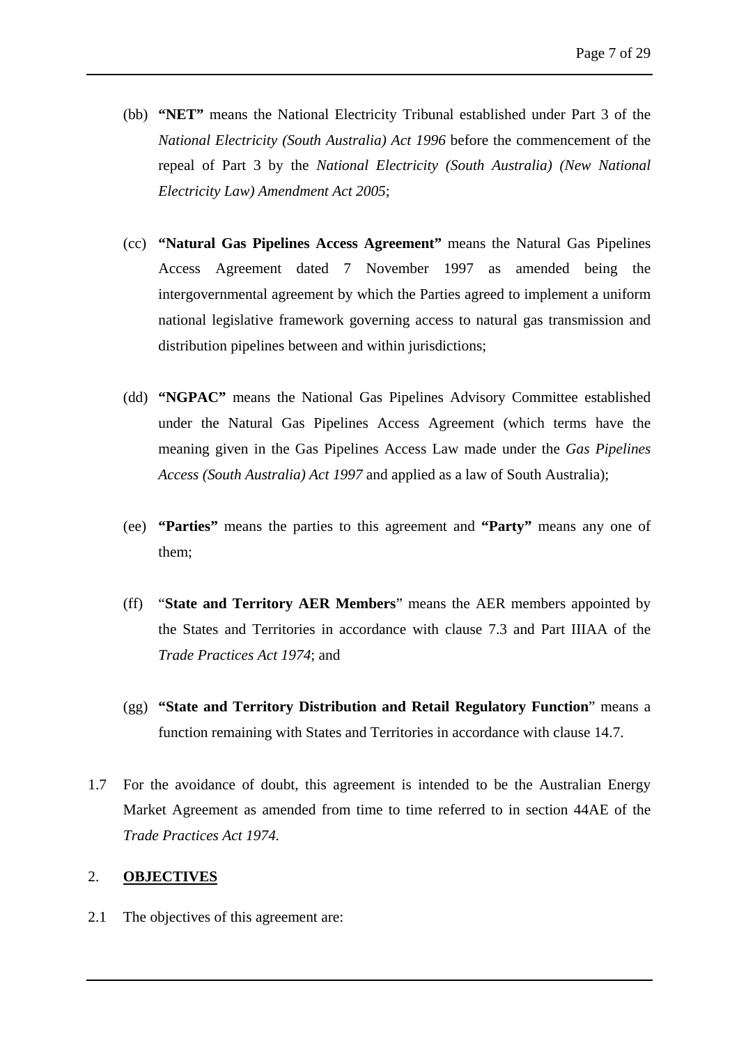(bb) **"NET"** means the National Electricity Tribunal established under Part 3 of the *National Electricity (South Australia) Act 1996* before the commencement of the repeal of Part 3 by the *National Electricity (South Australia) (New National Electricity Law) Amendment Act 2005*;

(cc) **"Natural Gas Pipelines Access Agreement"** means the Natural Gas Pipelines Access Agreement dated 7 November 1997 as amended being the intergovernmental agreement by which the Parties agreed to implement a uniform national legislative framework governing access to natural gas transmission and distribution pipelines between and within jurisdictions;

(dd) **"NGPAC"** means the National Gas Pipelines Advisory Committee established under the Natural Gas Pipelines Access Agreement (which terms have the meaning given in the Gas Pipelines Access Law made under the *Gas Pipelines Access (South Australia) Act 1997* and applied as a law of South Australia);

(ee) **"Parties"** means the parties to this agreement and **"Party"** means any one of them;

(ff) "**State and Territory AER Members**" means the AER members appointed by the States and Territories in accordance with clause 7.3 and Part IIIAA of the *Trade Practices Act 1974*; and

(gg) **"State and Territory Distribution and Retail Regulatory Function**" means a function remaining with States and Territories in accordance with clause 14.7.

1.7 For the avoidance of doubt, this agreement is intended to be the Australian Energy Market Agreement as amended from time to time referred to in section 44AE of the *Trade Practices Act 1974.*

## 2. OBJECTIVES

2.1 The objectives of this agreement are: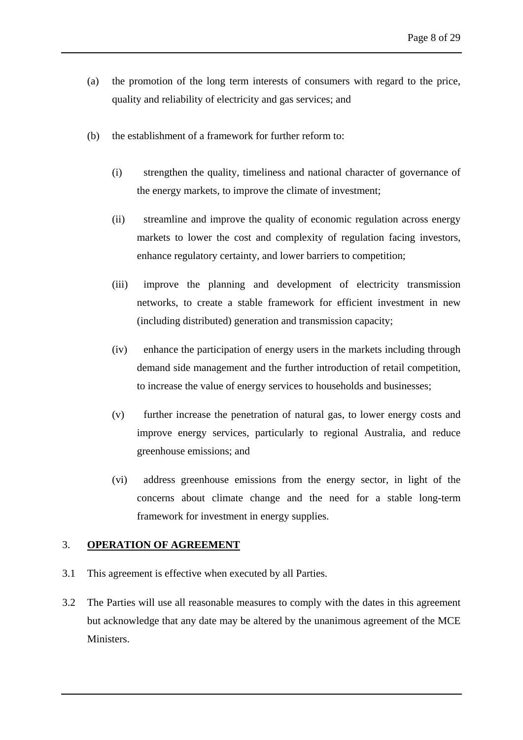(a) the promotion of the long term interests of consumers with regard to the price, quality and reliability of electricity and gas services; and

(b) the establishment of a framework for further reform to:

   (i) strengthen the quality, timeliness and national character of governance of the energy markets, to improve the climate of investment;

   (ii) streamline and improve the quality of economic regulation across energy markets to lower the cost and complexity of regulation facing investors, enhance regulatory certainty, and lower barriers to competition;

   (iii) improve the planning and development of electricity transmission networks, to create a stable framework for efficient investment in new (including distributed) generation and transmission capacity;

   (iv) enhance the participation of energy users in the markets including through demand side management and the further introduction of retail competition, to increase the value of energy services to households and businesses;

   (v) further increase the penetration of natural gas, to lower energy costs and improve energy services, particularly to regional Australia, and reduce greenhouse emissions; and

   (vi) address greenhouse emissions from the energy sector, in light of the concerns about climate change and the need for a stable long-term framework for investment in energy supplies.

## 3. OPERATION OF AGREEMENT

3.1 This agreement is effective when executed by all Parties.

3.2 The Parties will use all reasonable measures to comply with the dates in this agreement but acknowledge that any date may be altered by the unanimous agreement of the MCE Ministers.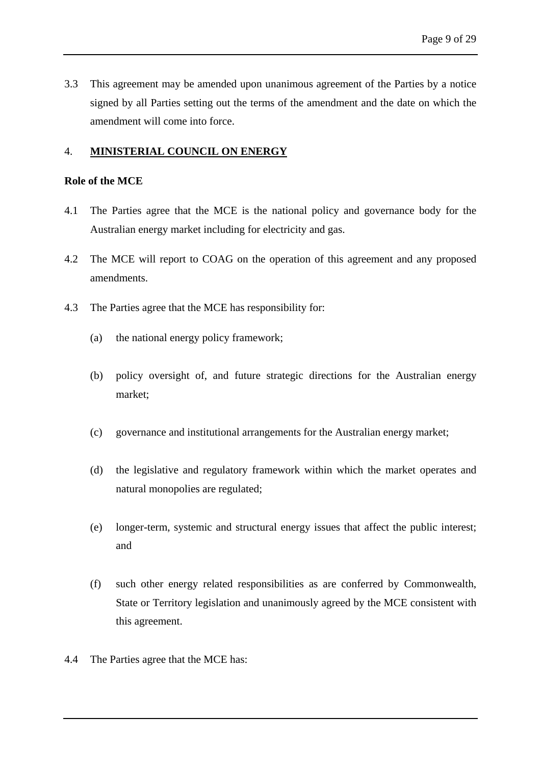3.3 This agreement may be amended upon unanimous agreement of the Parties by a notice signed by all Parties setting out the terms of the amendment and the date on which the amendment will come into force.

## 4. MINISTERIAL COUNCIL ON ENERGY

**Role of the MCE**

4.1 The Parties agree that the MCE is the national policy and governance body for the Australian energy market including for electricity and gas.

4.2 The MCE will report to COAG on the operation of this agreement and any proposed amendments.

4.3 The Parties agree that the MCE has responsibility for:

(a) the national energy policy framework;

(b) policy oversight of, and future strategic directions for the Australian energy market;

(c) governance and institutional arrangements for the Australian energy market;

(d) the legislative and regulatory framework within which the market operates and natural monopolies are regulated;

(e) longer-term, systemic and structural energy issues that affect the public interest; and

(f) such other energy related responsibilities as are conferred by Commonwealth, State or Territory legislation and unanimously agreed by the MCE consistent with this agreement.

4.4 The Parties agree that the MCE has: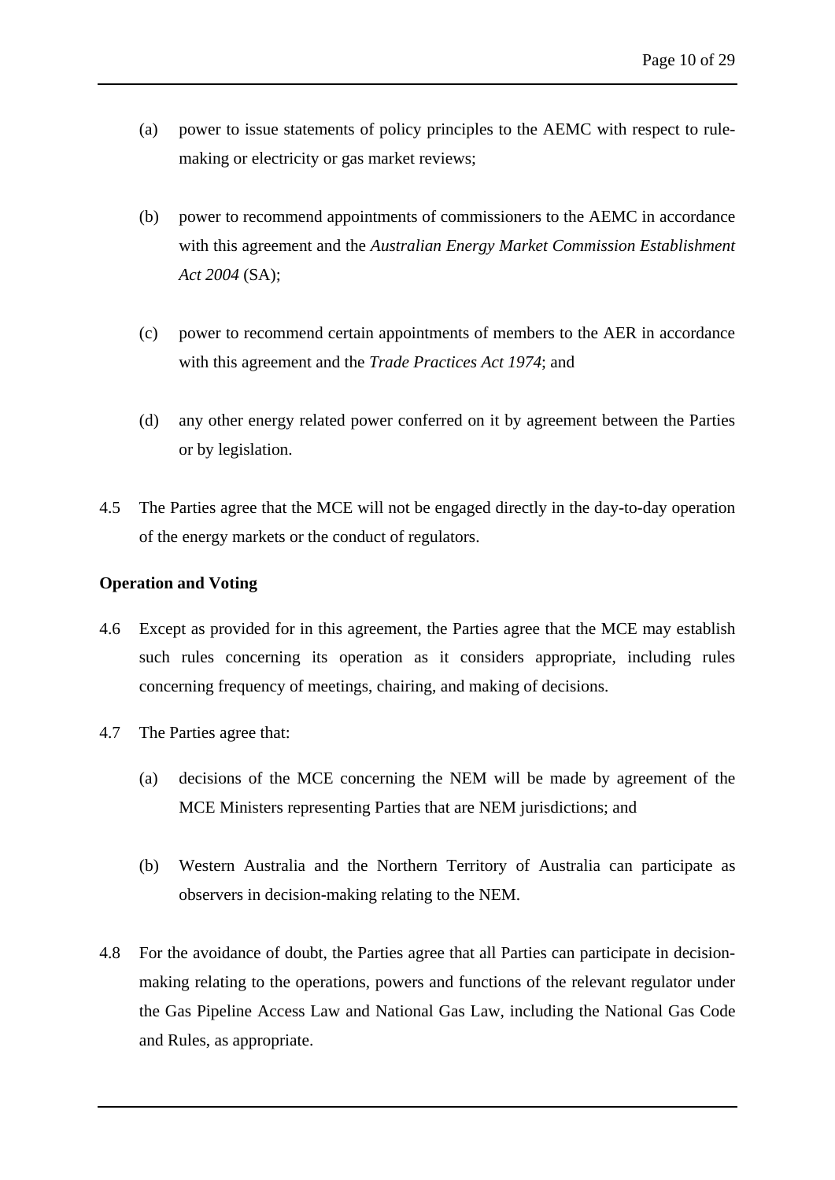(a) power to issue statements of policy principles to the AEMC with respect to rule-making or electricity or gas market reviews;

(b) power to recommend appointments of commissioners to the AEMC in accordance with this agreement and the *Australian Energy Market Commission Establishment Act 2004* (SA);

(c) power to recommend certain appointments of members to the AER in accordance with this agreement and the *Trade Practices Act 1974*; and

(d) any other energy related power conferred on it by agreement between the Parties or by legislation.

4.5 The Parties agree that the MCE will not be engaged directly in the day-to-day operation of the energy markets or the conduct of regulators.

**Operation and Voting**

4.6 Except as provided for in this agreement, the Parties agree that the MCE may establish such rules concerning its operation as it considers appropriate, including rules concerning frequency of meetings, chairing, and making of decisions.

4.7 The Parties agree that:

(a) decisions of the MCE concerning the NEM will be made by agreement of the MCE Ministers representing Parties that are NEM jurisdictions; and

(b) Western Australia and the Northern Territory of Australia can participate as observers in decision-making relating to the NEM.

4.8 For the avoidance of doubt, the Parties agree that all Parties can participate in decision-making relating to the operations, powers and functions of the relevant regulator under the Gas Pipeline Access Law and National Gas Law, including the National Gas Code and Rules, as appropriate.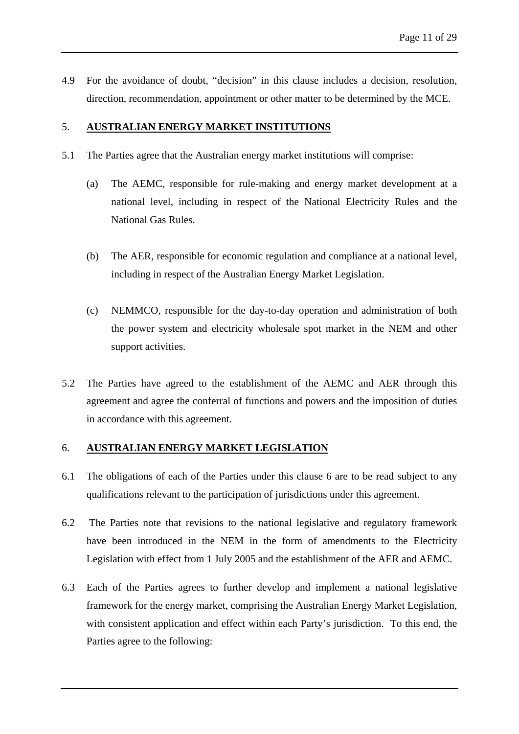4.9 For the avoidance of doubt, “decision” in this clause includes a decision, resolution, direction, recommendation, appointment or other matter to be determined by the MCE.

## 5. **AUSTRALIAN ENERGY MARKET INSTITUTIONS**

5.1 The Parties agree that the Australian energy market institutions will comprise:

(a) The AEMC, responsible for rule-making and energy market development at a national level, including in respect of the National Electricity Rules and the National Gas Rules.

(b) The AER, responsible for economic regulation and compliance at a national level, including in respect of the Australian Energy Market Legislation.

(c) NEMMCO, responsible for the day-to-day operation and administration of both the power system and electricity wholesale spot market in the NEM and other support activities.

5.2 The Parties have agreed to the establishment of the AEMC and AER through this agreement and agree the conferral of functions and powers and the imposition of duties in accordance with this agreement.

## 6. **AUSTRALIAN ENERGY MARKET LEGISLATION**

6.1 The obligations of each of the Parties under this clause 6 are to be read subject to any qualifications relevant to the participation of jurisdictions under this agreement.

6.2 The Parties note that revisions to the national legislative and regulatory framework have been introduced in the NEM in the form of amendments to the Electricity Legislation with effect from 1 July 2005 and the establishment of the AER and AEMC.

6.3 Each of the Parties agrees to further develop and implement a national legislative framework for the energy market, comprising the Australian Energy Market Legislation, with consistent application and effect within each Party’s jurisdiction. To this end, the Parties agree to the following: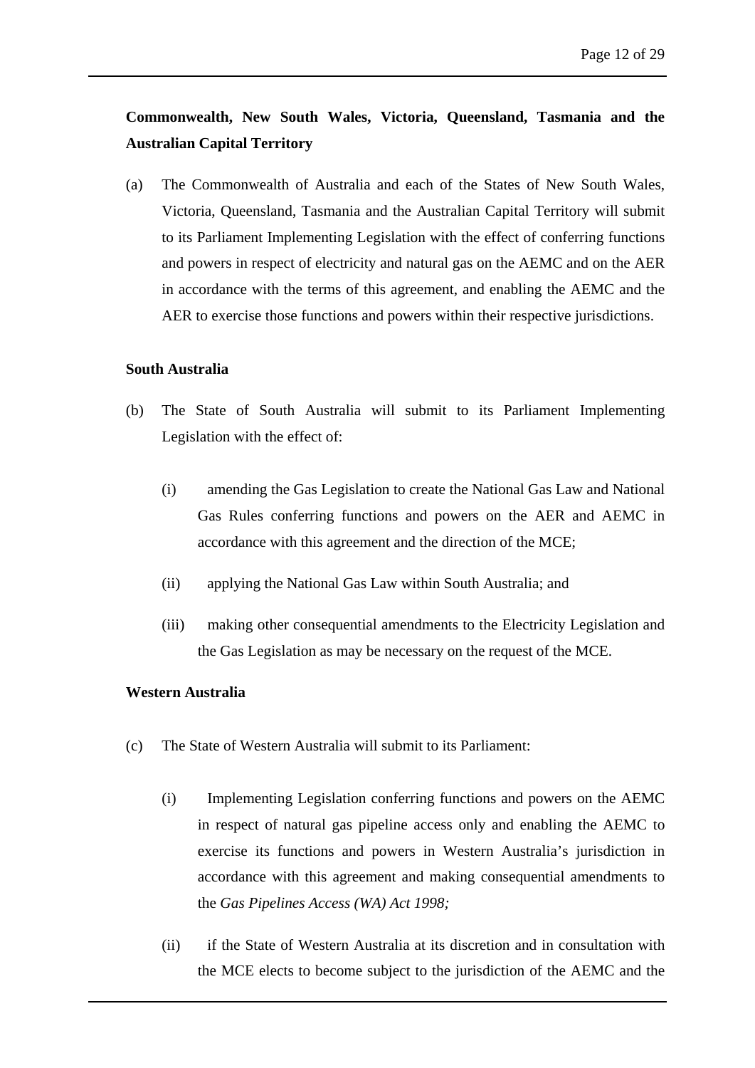**Commonwealth, New South Wales, Victoria, Queensland, Tasmania and the Australian Capital Territory**

(a) The Commonwealth of Australia and each of the States of New South Wales, Victoria, Queensland, Tasmania and the Australian Capital Territory will submit to its Parliament Implementing Legislation with the effect of conferring functions and powers in respect of electricity and natural gas on the AEMC and on the AER in accordance with the terms of this agreement, and enabling the AEMC and the AER to exercise those functions and powers within their respective jurisdictions.

**South Australia**

(b) The State of South Australia will submit to its Parliament Implementing Legislation with the effect of:

(i) amending the Gas Legislation to create the National Gas Law and National Gas Rules conferring functions and powers on the AER and AEMC in accordance with this agreement and the direction of the MCE;

(ii) applying the National Gas Law within South Australia; and

(iii) making other consequential amendments to the Electricity Legislation and the Gas Legislation as may be necessary on the request of the MCE.

**Western Australia**

(c) The State of Western Australia will submit to its Parliament:

(i) Implementing Legislation conferring functions and powers on the AEMC in respect of natural gas pipeline access only and enabling the AEMC to exercise its functions and powers in Western Australia's jurisdiction in accordance with this agreement and making consequential amendments to the *Gas Pipelines Access (WA) Act 1998;*

(ii) if the State of Western Australia at its discretion and in consultation with the MCE elects to become subject to the jurisdiction of the AEMC and the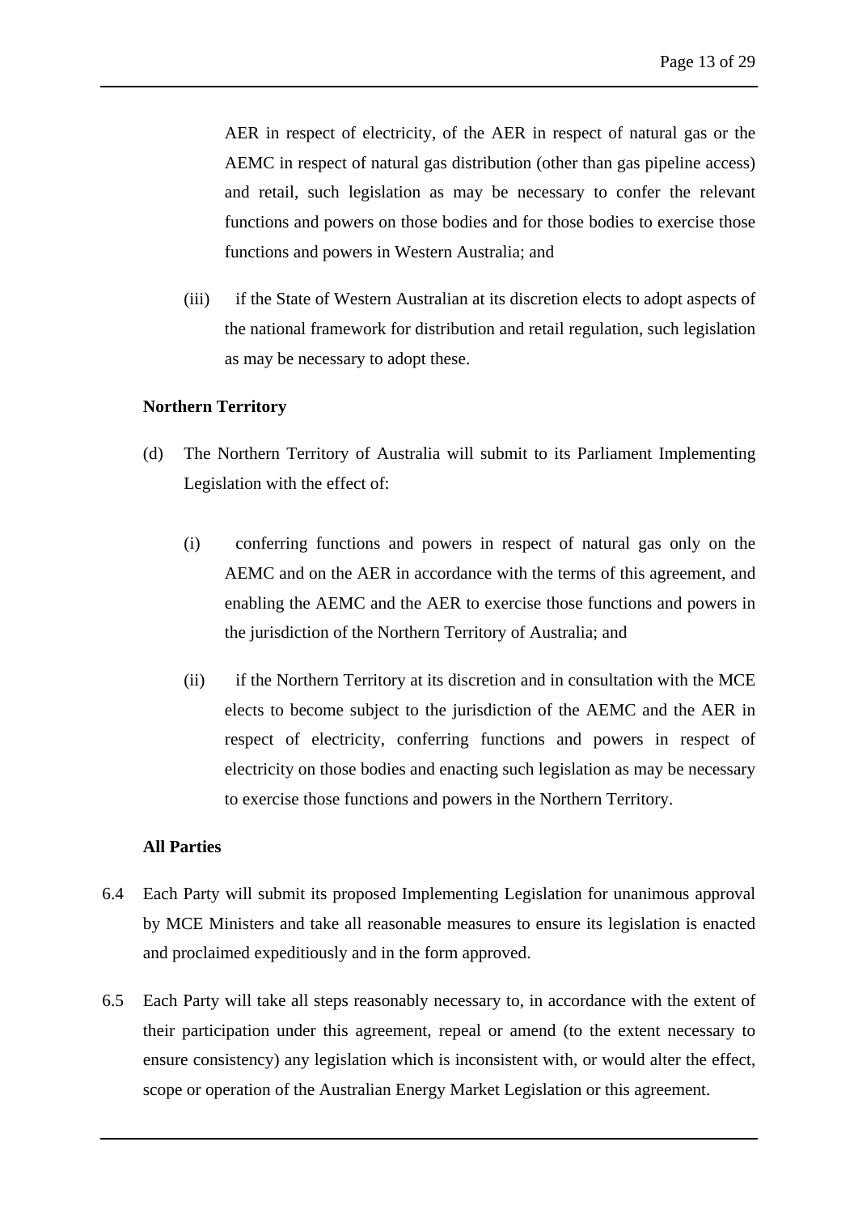AER in respect of electricity, of the AER in respect of natural gas or the AEMC in respect of natural gas distribution (other than gas pipeline access) and retail, such legislation as may be necessary to confer the relevant functions and powers on those bodies and for those bodies to exercise those functions and powers in Western Australia; and

(iii) if the State of Western Australian at its discretion elects to adopt aspects of the national framework for distribution and retail regulation, such legislation as may be necessary to adopt these.

**Northern Territory**

(d) The Northern Territory of Australia will submit to its Parliament Implementing Legislation with the effect of:

(i) conferring functions and powers in respect of natural gas only on the AEMC and on the AER in accordance with the terms of this agreement, and enabling the AEMC and the AER to exercise those functions and powers in the jurisdiction of the Northern Territory of Australia; and

(ii) if the Northern Territory at its discretion and in consultation with the MCE elects to become subject to the jurisdiction of the AEMC and the AER in respect of electricity, conferring functions and powers in respect of electricity on those bodies and enacting such legislation as may be necessary to exercise those functions and powers in the Northern Territory.

**All Parties**

6.4 Each Party will submit its proposed Implementing Legislation for unanimous approval by MCE Ministers and take all reasonable measures to ensure its legislation is enacted and proclaimed expeditiously and in the form approved.

6.5 Each Party will take all steps reasonably necessary to, in accordance with the extent of their participation under this agreement, repeal or amend (to the extent necessary to ensure consistency) any legislation which is inconsistent with, or would alter the effect, scope or operation of the Australian Energy Market Legislation or this agreement.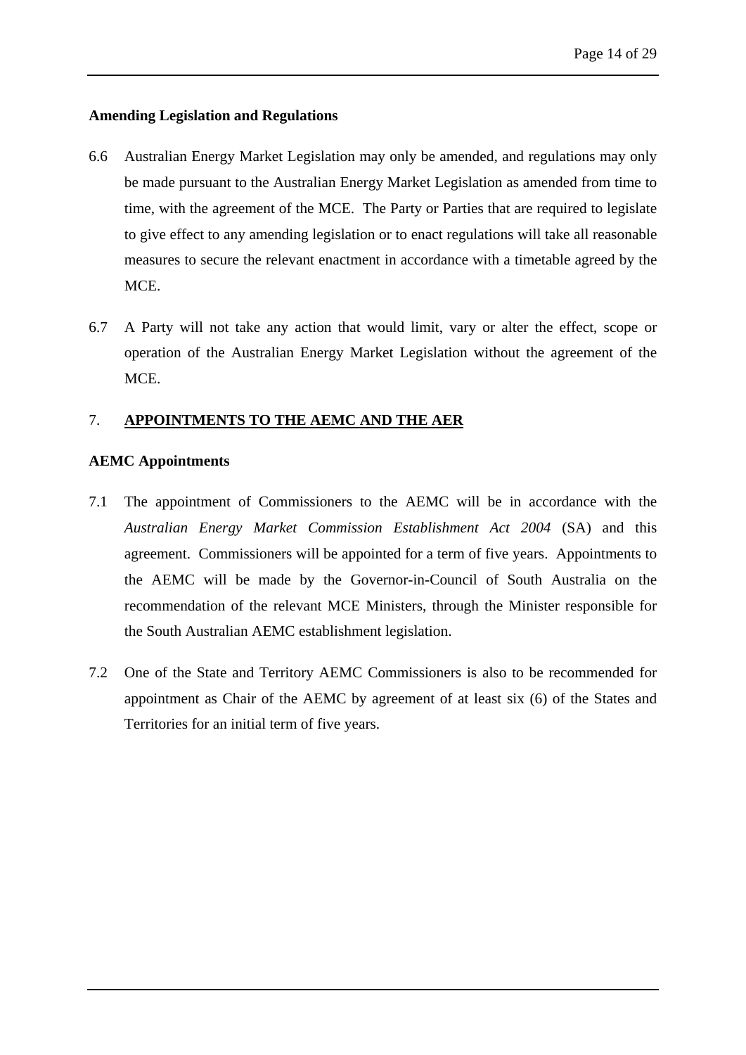**Amending Legislation and Regulations**

6.6 Australian Energy Market Legislation may only be amended, and regulations may only be made pursuant to the Australian Energy Market Legislation as amended from time to time, with the agreement of the MCE. The Party or Parties that are required to legislate to give effect to any amending legislation or to enact regulations will take all reasonable measures to secure the relevant enactment in accordance with a timetable agreed by the MCE.

6.7 A Party will not take any action that would limit, vary or alter the effect, scope or operation of the Australian Energy Market Legislation without the agreement of the MCE.

## 7. APPOINTMENTS TO THE AEMC AND THE AER

**AEMC Appointments**

7.1 The appointment of Commissioners to the AEMC will be in accordance with the *Australian Energy Market Commission Establishment Act 2004* (SA) and this agreement. Commissioners will be appointed for a term of five years. Appointments to the AEMC will be made by the Governor-in-Council of South Australia on the recommendation of the relevant MCE Ministers, through the Minister responsible for the South Australian AEMC establishment legislation.

7.2 One of the State and Territory AEMC Commissioners is also to be recommended for appointment as Chair of the AEMC by agreement of at least six (6) of the States and Territories for an initial term of five years.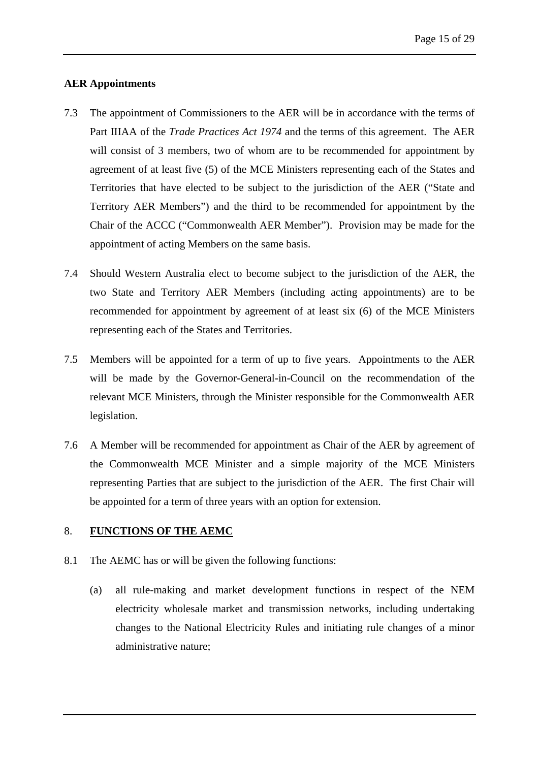**AER Appointments**

7.3 The appointment of Commissioners to the AER will be in accordance with the terms of Part IIIAA of the *Trade Practices Act 1974* and the terms of this agreement. The AER will consist of 3 members, two of whom are to be recommended for appointment by agreement of at least five (5) of the MCE Ministers representing each of the States and Territories that have elected to be subject to the jurisdiction of the AER ("State and Territory AER Members") and the third to be recommended for appointment by the Chair of the ACCC ("Commonwealth AER Member"). Provision may be made for the appointment of acting Members on the same basis.

7.4 Should Western Australia elect to become subject to the jurisdiction of the AER, the two State and Territory AER Members (including acting appointments) are to be recommended for appointment by agreement of at least six (6) of the MCE Ministers representing each of the States and Territories.

7.5 Members will be appointed for a term of up to five years. Appointments to the AER will be made by the Governor-General-in-Council on the recommendation of the relevant MCE Ministers, through the Minister responsible for the Commonwealth AER legislation.

7.6 A Member will be recommended for appointment as Chair of the AER by agreement of the Commonwealth MCE Minister and a simple majority of the MCE Ministers representing Parties that are subject to the jurisdiction of the AER. The first Chair will be appointed for a term of three years with an option for extension.

## 8. FUNCTIONS OF THE AEMC

8.1 The AEMC has or will be given the following functions:

(a) all rule-making and market development functions in respect of the NEM electricity wholesale market and transmission networks, including undertaking changes to the National Electricity Rules and initiating rule changes of a minor administrative nature;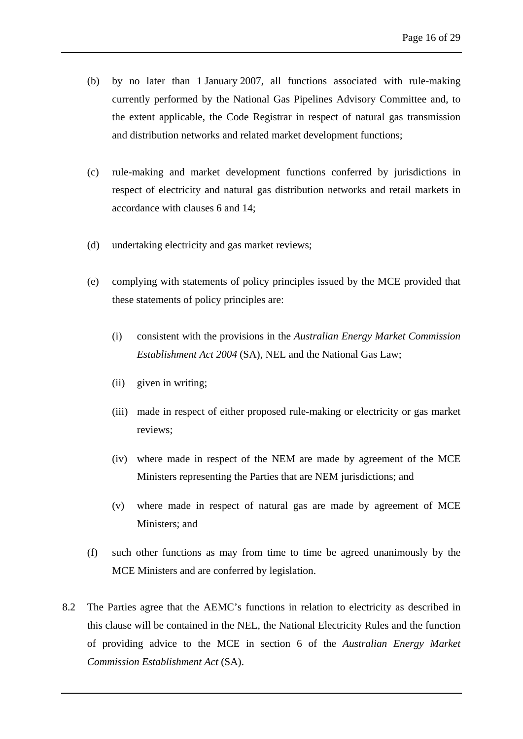(b) by no later than 1 January 2007, all functions associated with rule-making currently performed by the National Gas Pipelines Advisory Committee and, to the extent applicable, the Code Registrar in respect of natural gas transmission and distribution networks and related market development functions;

(c) rule-making and market development functions conferred by jurisdictions in respect of electricity and natural gas distribution networks and retail markets in accordance with clauses 6 and 14;

(d) undertaking electricity and gas market reviews;

(e) complying with statements of policy principles issued by the MCE provided that these statements of policy principles are:

   (i) consistent with the provisions in the *Australian Energy Market Commission Establishment Act 2004* (SA), NEL and the National Gas Law;

   (ii) given in writing;

   (iii) made in respect of either proposed rule-making or electricity or gas market reviews;

   (iv) where made in respect of the NEM are made by agreement of the MCE Ministers representing the Parties that are NEM jurisdictions; and

   (v) where made in respect of natural gas are made by agreement of MCE Ministers; and

(f) such other functions as may from time to time be agreed unanimously by the MCE Ministers and are conferred by legislation.

8.2 The Parties agree that the AEMC's functions in relation to electricity as described in this clause will be contained in the NEL, the National Electricity Rules and the function of providing advice to the MCE in section 6 of the *Australian Energy Market Commission Establishment Act* (SA).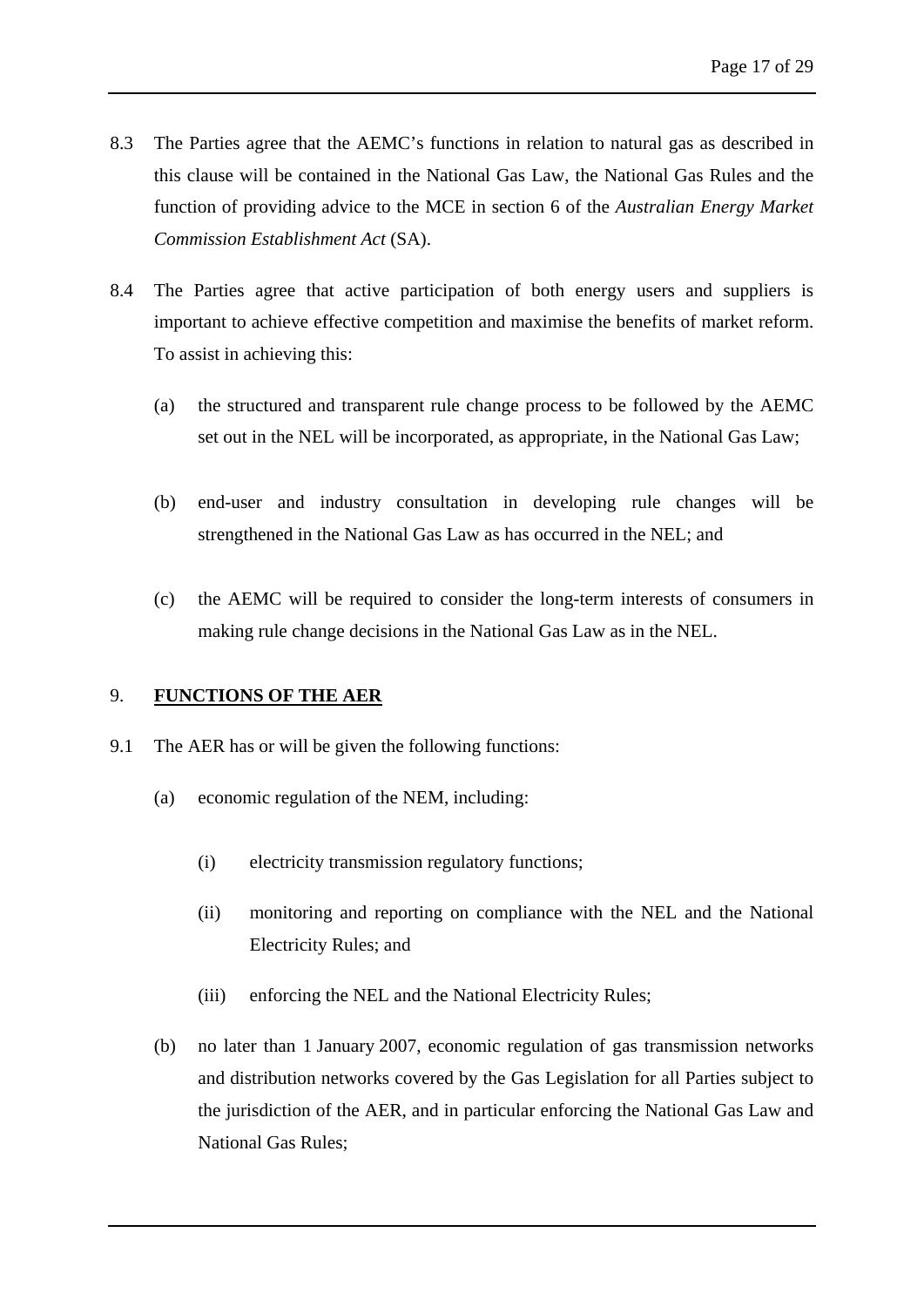8.3 The Parties agree that the AEMC's functions in relation to natural gas as described in this clause will be contained in the National Gas Law, the National Gas Rules and the function of providing advice to the MCE in section 6 of the *Australian Energy Market Commission Establishment Act* (SA).

8.4 The Parties agree that active participation of both energy users and suppliers is important to achieve effective competition and maximise the benefits of market reform. To assist in achieving this:

(a) the structured and transparent rule change process to be followed by the AEMC set out in the NEL will be incorporated, as appropriate, in the National Gas Law;

(b) end-user and industry consultation in developing rule changes will be strengthened in the National Gas Law as has occurred in the NEL; and

(c) the AEMC will be required to consider the long-term interests of consumers in making rule change decisions in the National Gas Law as in the NEL.

## 9. <u>FUNCTIONS OF THE AER</u>

9.1 The AER has or will be given the following functions:

(a) economic regulation of the NEM, including:

(i) electricity transmission regulatory functions;

(ii) monitoring and reporting on compliance with the NEL and the National Electricity Rules; and

(iii) enforcing the NEL and the National Electricity Rules;

(b) no later than 1 January 2007, economic regulation of gas transmission networks and distribution networks covered by the Gas Legislation for all Parties subject to the jurisdiction of the AER, and in particular enforcing the National Gas Law and National Gas Rules;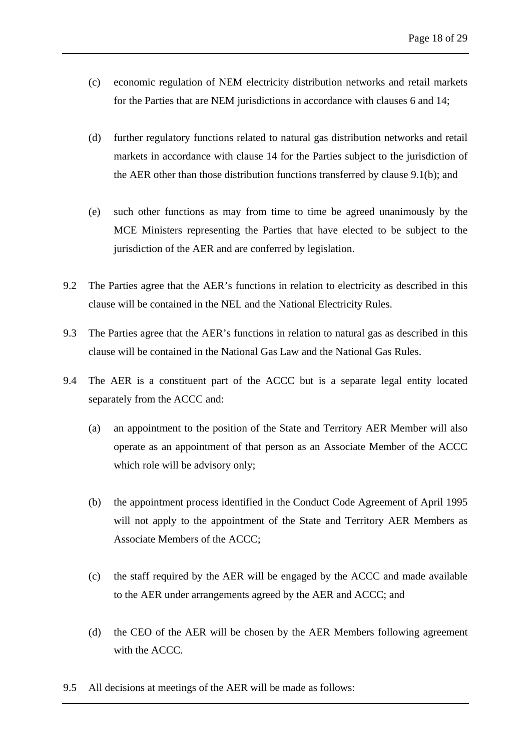(c) economic regulation of NEM electricity distribution networks and retail markets for the Parties that are NEM jurisdictions in accordance with clauses 6 and 14;

(d) further regulatory functions related to natural gas distribution networks and retail markets in accordance with clause 14 for the Parties subject to the jurisdiction of the AER other than those distribution functions transferred by clause 9.1(b); and

(e) such other functions as may from time to time be agreed unanimously by the MCE Ministers representing the Parties that have elected to be subject to the jurisdiction of the AER and are conferred by legislation.

9.2 The Parties agree that the AER's functions in relation to electricity as described in this clause will be contained in the NEL and the National Electricity Rules.

9.3 The Parties agree that the AER's functions in relation to natural gas as described in this clause will be contained in the National Gas Law and the National Gas Rules.

9.4 The AER is a constituent part of the ACCC but is a separate legal entity located separately from the ACCC and:

(a) an appointment to the position of the State and Territory AER Member will also operate as an appointment of that person as an Associate Member of the ACCC which role will be advisory only;

(b) the appointment process identified in the Conduct Code Agreement of April 1995 will not apply to the appointment of the State and Territory AER Members as Associate Members of the ACCC;

(c) the staff required by the AER will be engaged by the ACCC and made available to the AER under arrangements agreed by the AER and ACCC; and

(d) the CEO of the AER will be chosen by the AER Members following agreement with the ACCC.

9.5 All decisions at meetings of the AER will be made as follows: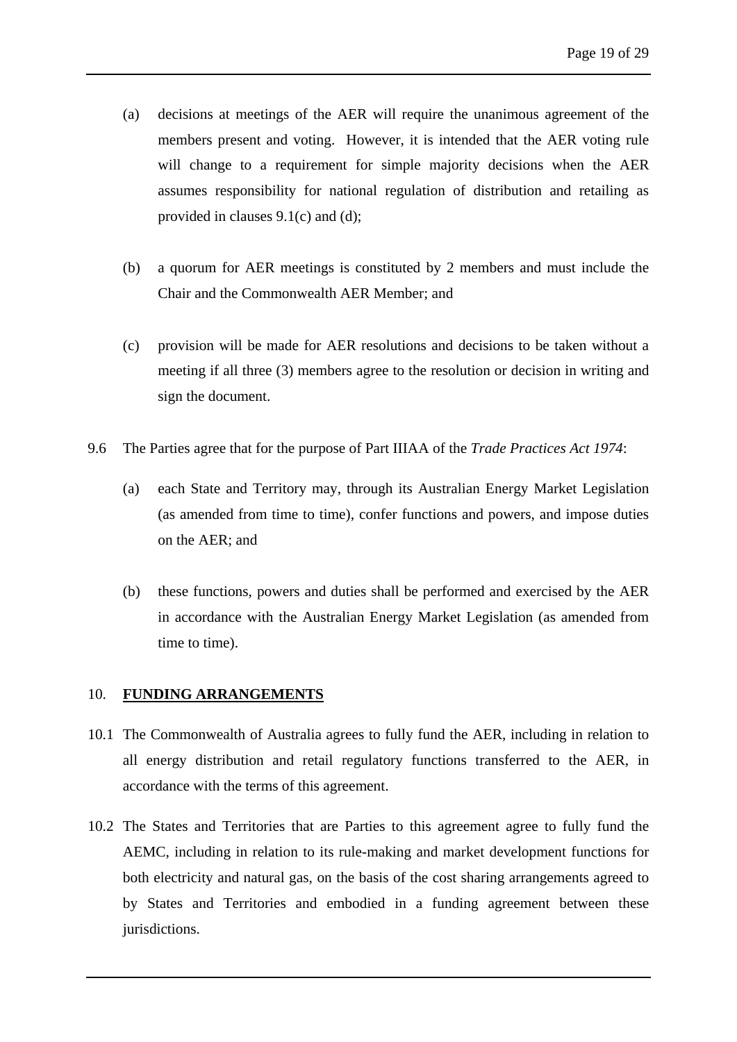(a) decisions at meetings of the AER will require the unanimous agreement of the members present and voting. However, it is intended that the AER voting rule will change to a requirement for simple majority decisions when the AER assumes responsibility for national regulation of distribution and retailing as provided in clauses 9.1(c) and (d);

(b) a quorum for AER meetings is constituted by 2 members and must include the Chair and the Commonwealth AER Member; and

(c) provision will be made for AER resolutions and decisions to be taken without a meeting if all three (3) members agree to the resolution or decision in writing and sign the document.

9.6 The Parties agree that for the purpose of Part IIIAA of the *Trade Practices Act 1974*:

(a) each State and Territory may, through its Australian Energy Market Legislation (as amended from time to time), confer functions and powers, and impose duties on the AER; and

(b) these functions, powers and duties shall be performed and exercised by the AER in accordance with the Australian Energy Market Legislation (as amended from time to time).

## 10. **FUNDING ARRANGEMENTS**

10.1 The Commonwealth of Australia agrees to fully fund the AER, including in relation to all energy distribution and retail regulatory functions transferred to the AER, in accordance with the terms of this agreement.

10.2 The States and Territories that are Parties to this agreement agree to fully fund the AEMC, including in relation to its rule-making and market development functions for both electricity and natural gas, on the basis of the cost sharing arrangements agreed to by States and Territories and embodied in a funding agreement between these jurisdictions.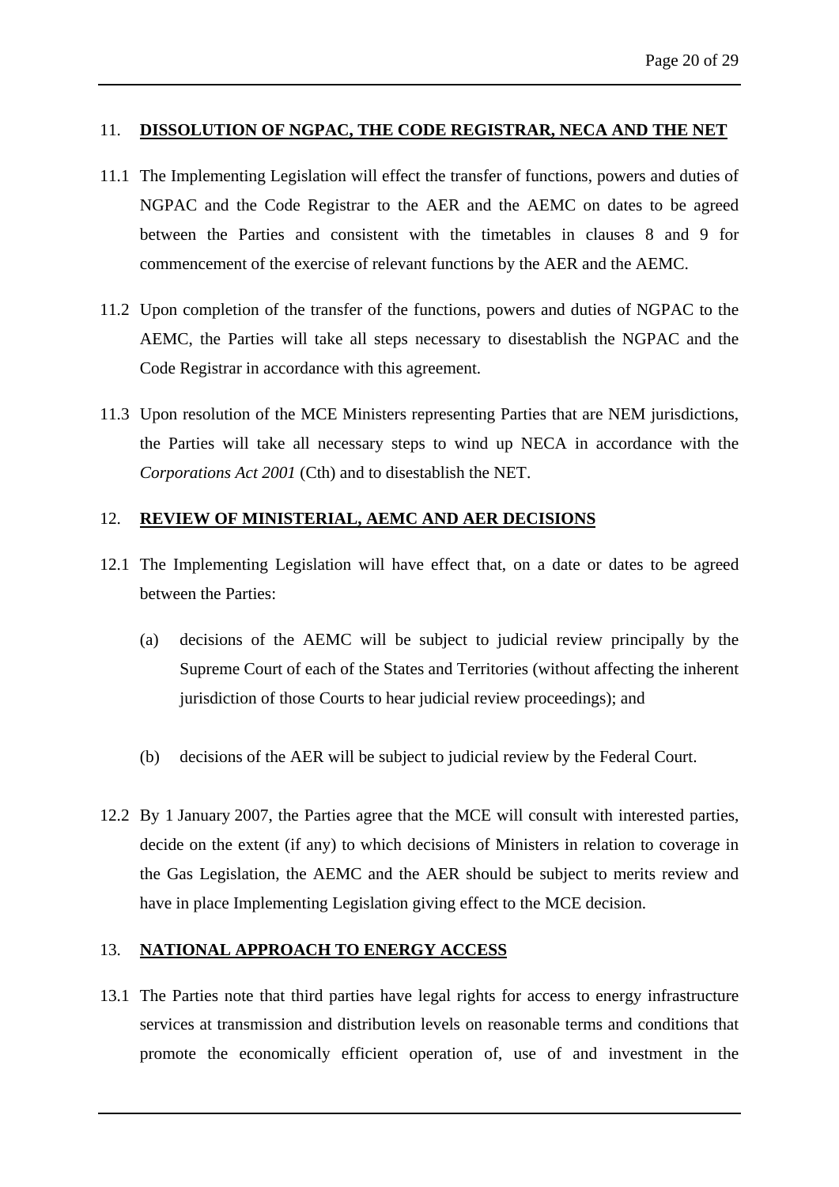## 11. DISSOLUTION OF NGPAC, THE CODE REGISTRAR, NECA AND THE NET

11.1 The Implementing Legislation will effect the transfer of functions, powers and duties of NGPAC and the Code Registrar to the AER and the AEMC on dates to be agreed between the Parties and consistent with the timetables in clauses 8 and 9 for commencement of the exercise of relevant functions by the AER and the AEMC.

11.2 Upon completion of the transfer of the functions, powers and duties of NGPAC to the AEMC, the Parties will take all steps necessary to disestablish the NGPAC and the Code Registrar in accordance with this agreement.

11.3 Upon resolution of the MCE Ministers representing Parties that are NEM jurisdictions, the Parties will take all necessary steps to wind up NECA in accordance with the *Corporations Act 2001* (Cth) and to disestablish the NET.

## 12. REVIEW OF MINISTERIAL, AEMC AND AER DECISIONS

12.1 The Implementing Legislation will have effect that, on a date or dates to be agreed between the Parties:

(a) decisions of the AEMC will be subject to judicial review principally by the Supreme Court of each of the States and Territories (without affecting the inherent jurisdiction of those Courts to hear judicial review proceedings); and

(b) decisions of the AER will be subject to judicial review by the Federal Court.

12.2 By 1 January 2007, the Parties agree that the MCE will consult with interested parties, decide on the extent (if any) to which decisions of Ministers in relation to coverage in the Gas Legislation, the AEMC and the AER should be subject to merits review and have in place Implementing Legislation giving effect to the MCE decision.

## 13. NATIONAL APPROACH TO ENERGY ACCESS

13.1 The Parties note that third parties have legal rights for access to energy infrastructure services at transmission and distribution levels on reasonable terms and conditions that promote the economically efficient operation of, use of and investment in the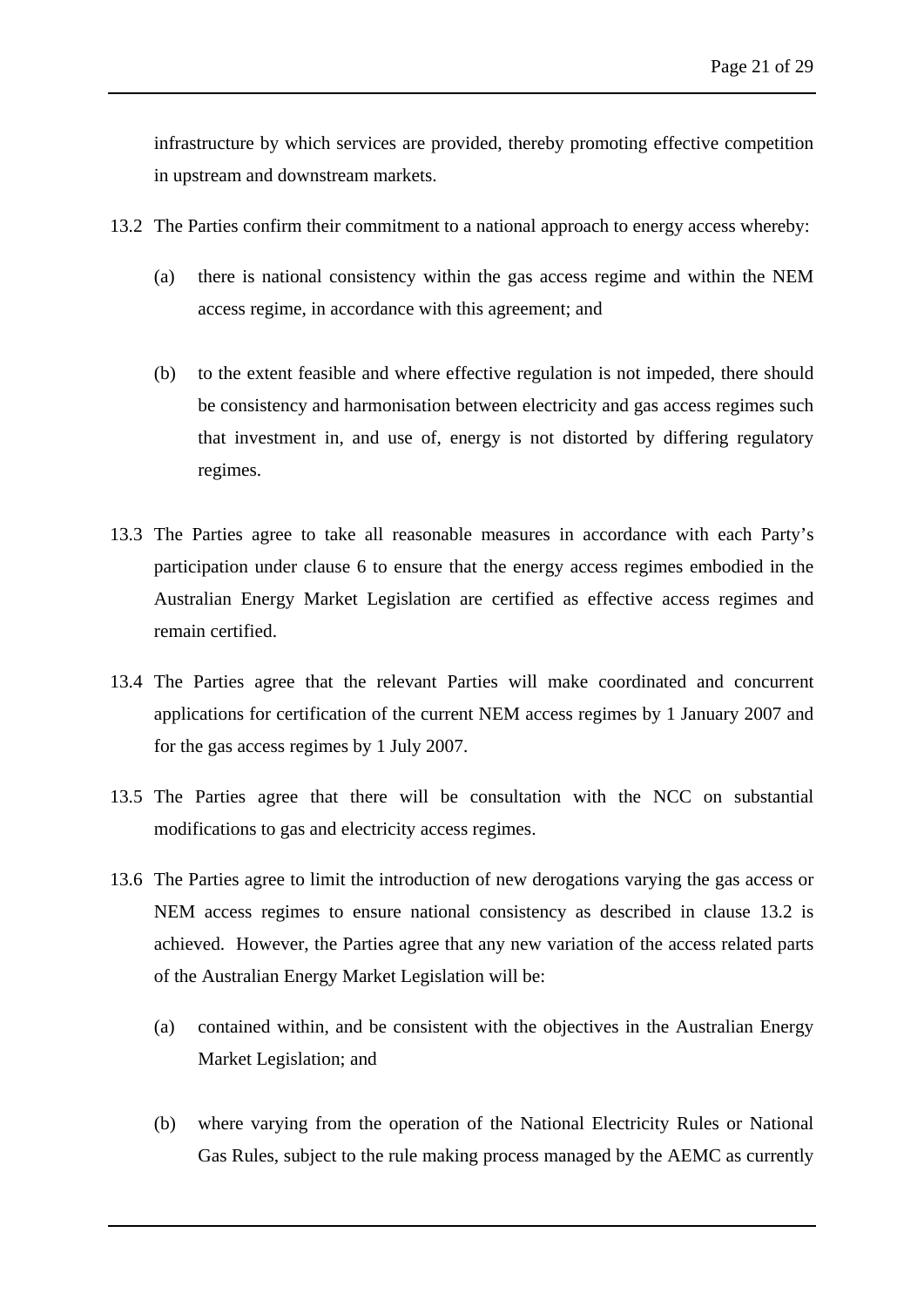infrastructure by which services are provided, thereby promoting effective competition in upstream and downstream markets.

13.2 The Parties confirm their commitment to a national approach to energy access whereby:

(a) there is national consistency within the gas access regime and within the NEM access regime, in accordance with this agreement; and

(b) to the extent feasible and where effective regulation is not impeded, there should be consistency and harmonisation between electricity and gas access regimes such that investment in, and use of, energy is not distorted by differing regulatory regimes.

13.3 The Parties agree to take all reasonable measures in accordance with each Party's participation under clause 6 to ensure that the energy access regimes embodied in the Australian Energy Market Legislation are certified as effective access regimes and remain certified.

13.4 The Parties agree that the relevant Parties will make coordinated and concurrent applications for certification of the current NEM access regimes by 1 January 2007 and for the gas access regimes by 1 July 2007.

13.5 The Parties agree that there will be consultation with the NCC on substantial modifications to gas and electricity access regimes.

13.6 The Parties agree to limit the introduction of new derogations varying the gas access or NEM access regimes to ensure national consistency as described in clause 13.2 is achieved. However, the Parties agree that any new variation of the access related parts of the Australian Energy Market Legislation will be:

(a) contained within, and be consistent with the objectives in the Australian Energy Market Legislation; and

(b) where varying from the operation of the National Electricity Rules or National Gas Rules, subject to the rule making process managed by the AEMC as currently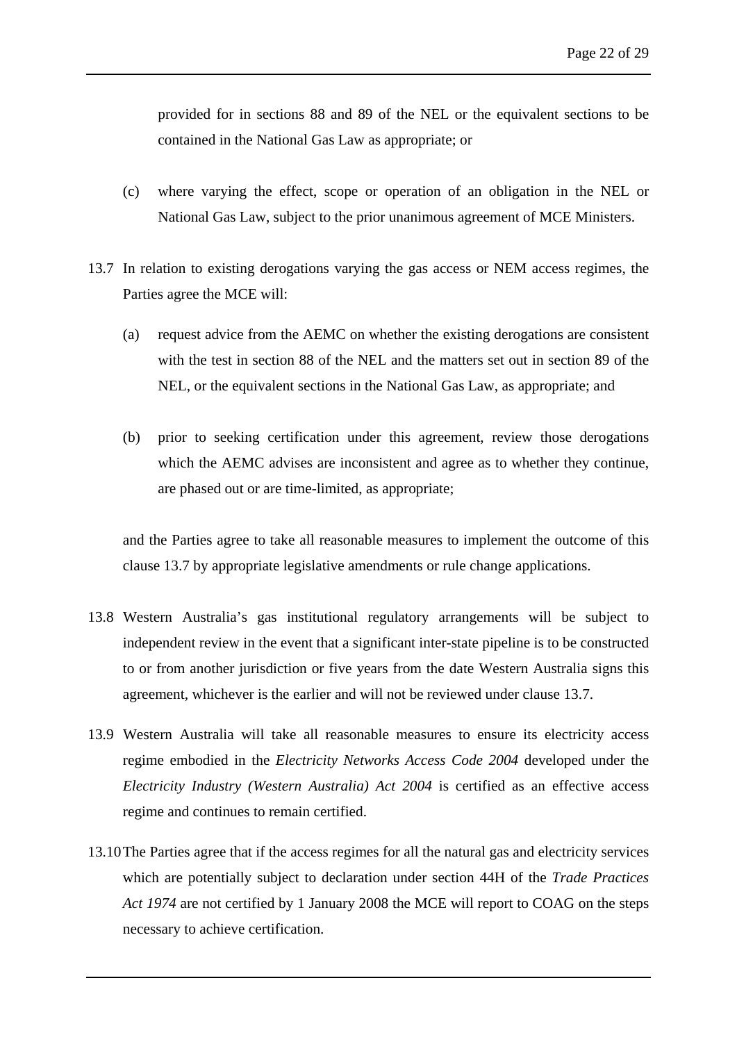provided for in sections 88 and 89 of the NEL or the equivalent sections to be contained in the National Gas Law as appropriate; or

(c) where varying the effect, scope or operation of an obligation in the NEL or National Gas Law, subject to the prior unanimous agreement of MCE Ministers.

13.7 In relation to existing derogations varying the gas access or NEM access regimes, the Parties agree the MCE will:

(a) request advice from the AEMC on whether the existing derogations are consistent with the test in section 88 of the NEL and the matters set out in section 89 of the NEL, or the equivalent sections in the National Gas Law, as appropriate; and

(b) prior to seeking certification under this agreement, review those derogations which the AEMC advises are inconsistent and agree as to whether they continue, are phased out or are time-limited, as appropriate;

and the Parties agree to take all reasonable measures to implement the outcome of this clause 13.7 by appropriate legislative amendments or rule change applications.

13.8 Western Australia's gas institutional regulatory arrangements will be subject to independent review in the event that a significant inter-state pipeline is to be constructed to or from another jurisdiction or five years from the date Western Australia signs this agreement, whichever is the earlier and will not be reviewed under clause 13.7.

13.9 Western Australia will take all reasonable measures to ensure its electricity access regime embodied in the *Electricity Networks Access Code 2004* developed under the *Electricity Industry (Western Australia) Act 2004* is certified as an effective access regime and continues to remain certified.

13.10 The Parties agree that if the access regimes for all the natural gas and electricity services which are potentially subject to declaration under section 44H of the *Trade Practices Act 1974* are not certified by 1 January 2008 the MCE will report to COAG on the steps necessary to achieve certification.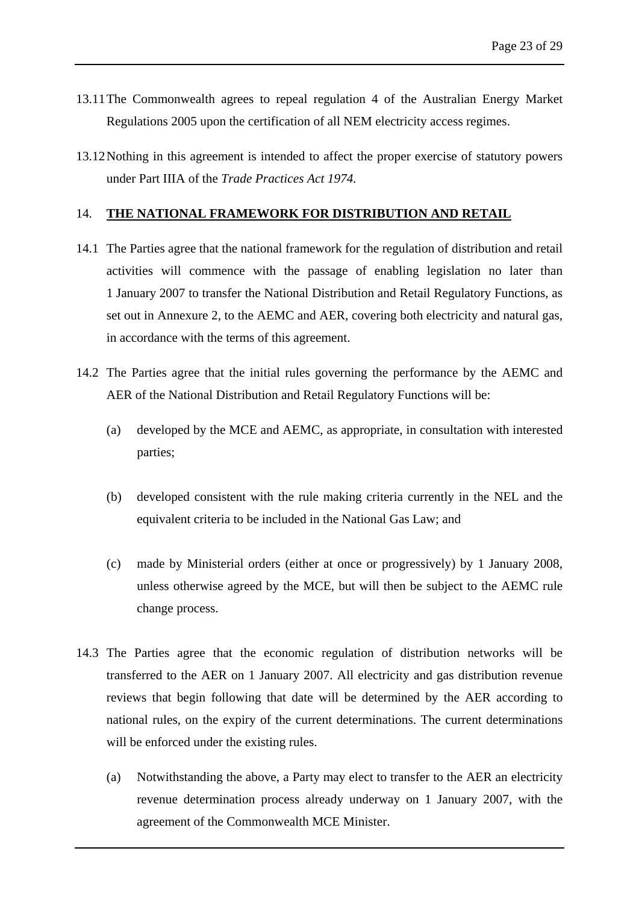13.11 The Commonwealth agrees to repeal regulation 4 of the Australian Energy Market Regulations 2005 upon the certification of all NEM electricity access regimes.

13.12 Nothing in this agreement is intended to affect the proper exercise of statutory powers under Part IIIA of the *Trade Practices Act 1974.*

## 14. THE NATIONAL FRAMEWORK FOR DISTRIBUTION AND RETAIL

14.1 The Parties agree that the national framework for the regulation of distribution and retail activities will commence with the passage of enabling legislation no later than 1 January 2007 to transfer the National Distribution and Retail Regulatory Functions, as set out in Annexure 2, to the AEMC and AER, covering both electricity and natural gas, in accordance with the terms of this agreement.

14.2 The Parties agree that the initial rules governing the performance by the AEMC and AER of the National Distribution and Retail Regulatory Functions will be:

(a) developed by the MCE and AEMC, as appropriate, in consultation with interested parties;

(b) developed consistent with the rule making criteria currently in the NEL and the equivalent criteria to be included in the National Gas Law; and

(c) made by Ministerial orders (either at once or progressively) by 1 January 2008, unless otherwise agreed by the MCE, but will then be subject to the AEMC rule change process.

14.3 The Parties agree that the economic regulation of distribution networks will be transferred to the AER on 1 January 2007. All electricity and gas distribution revenue reviews that begin following that date will be determined by the AER according to national rules, on the expiry of the current determinations. The current determinations will be enforced under the existing rules.

(a) Notwithstanding the above, a Party may elect to transfer to the AER an electricity revenue determination process already underway on 1 January 2007, with the agreement of the Commonwealth MCE Minister.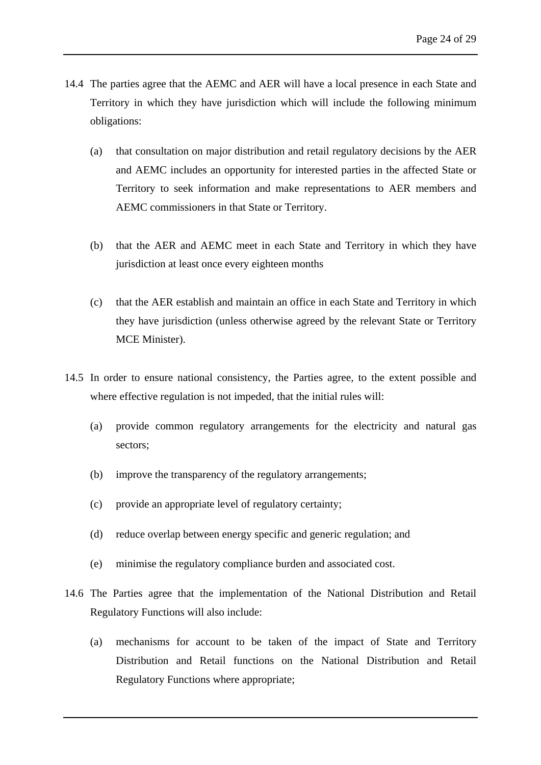14.4 The parties agree that the AEMC and AER will have a local presence in each State and Territory in which they have jurisdiction which will include the following minimum obligations:

   (a) that consultation on major distribution and retail regulatory decisions by the AER and AEMC includes an opportunity for interested parties in the affected State or Territory to seek information and make representations to AER members and AEMC commissioners in that State or Territory.

   (b) that the AER and AEMC meet in each State and Territory in which they have jurisdiction at least once every eighteen months

   (c) that the AER establish and maintain an office in each State and Territory in which they have jurisdiction (unless otherwise agreed by the relevant State or Territory MCE Minister).

14.5 In order to ensure national consistency, the Parties agree, to the extent possible and where effective regulation is not impeded, that the initial rules will:

   (a) provide common regulatory arrangements for the electricity and natural gas sectors;

   (b) improve the transparency of the regulatory arrangements;

   (c) provide an appropriate level of regulatory certainty;

   (d) reduce overlap between energy specific and generic regulation; and

   (e) minimise the regulatory compliance burden and associated cost.

14.6 The Parties agree that the implementation of the National Distribution and Retail Regulatory Functions will also include:

   (a) mechanisms for account to be taken of the impact of State and Territory Distribution and Retail functions on the National Distribution and Retail Regulatory Functions where appropriate;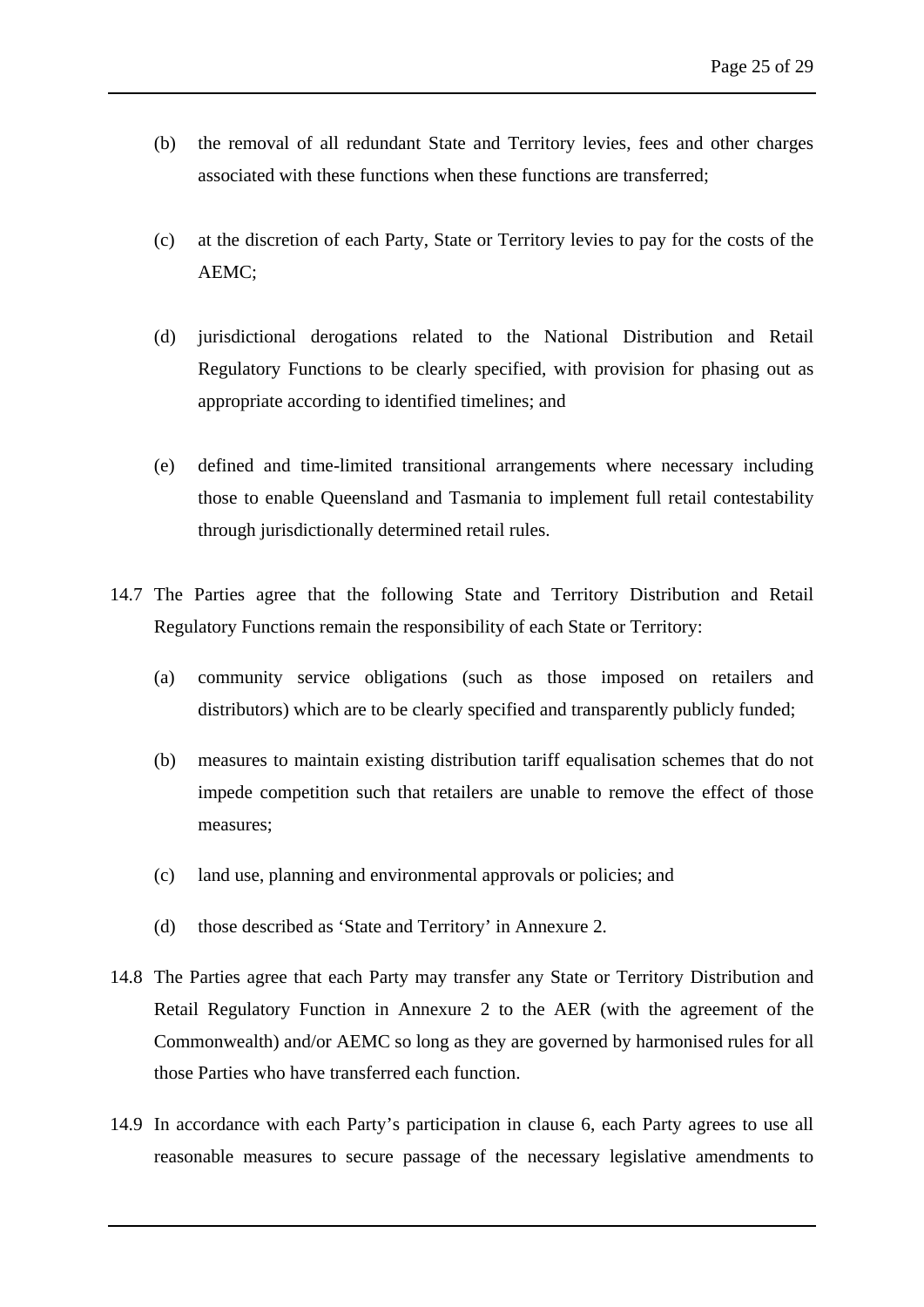(b) the removal of all redundant State and Territory levies, fees and other charges associated with these functions when these functions are transferred;

(c) at the discretion of each Party, State or Territory levies to pay for the costs of the AEMC;

(d) jurisdictional derogations related to the National Distribution and Retail Regulatory Functions to be clearly specified, with provision for phasing out as appropriate according to identified timelines; and

(e) defined and time-limited transitional arrangements where necessary including those to enable Queensland and Tasmania to implement full retail contestability through jurisdictionally determined retail rules.

14.7 The Parties agree that the following State and Territory Distribution and Retail Regulatory Functions remain the responsibility of each State or Territory:

(a) community service obligations (such as those imposed on retailers and distributors) which are to be clearly specified and transparently publicly funded;

(b) measures to maintain existing distribution tariff equalisation schemes that do not impede competition such that retailers are unable to remove the effect of those measures;

(c) land use, planning and environmental approvals or policies; and

(d) those described as 'State and Territory' in Annexure 2.

14.8 The Parties agree that each Party may transfer any State or Territory Distribution and Retail Regulatory Function in Annexure 2 to the AER (with the agreement of the Commonwealth) and/or AEMC so long as they are governed by harmonised rules for all those Parties who have transferred each function.

14.9 In accordance with each Party's participation in clause 6, each Party agrees to use all reasonable measures to secure passage of the necessary legislative amendments to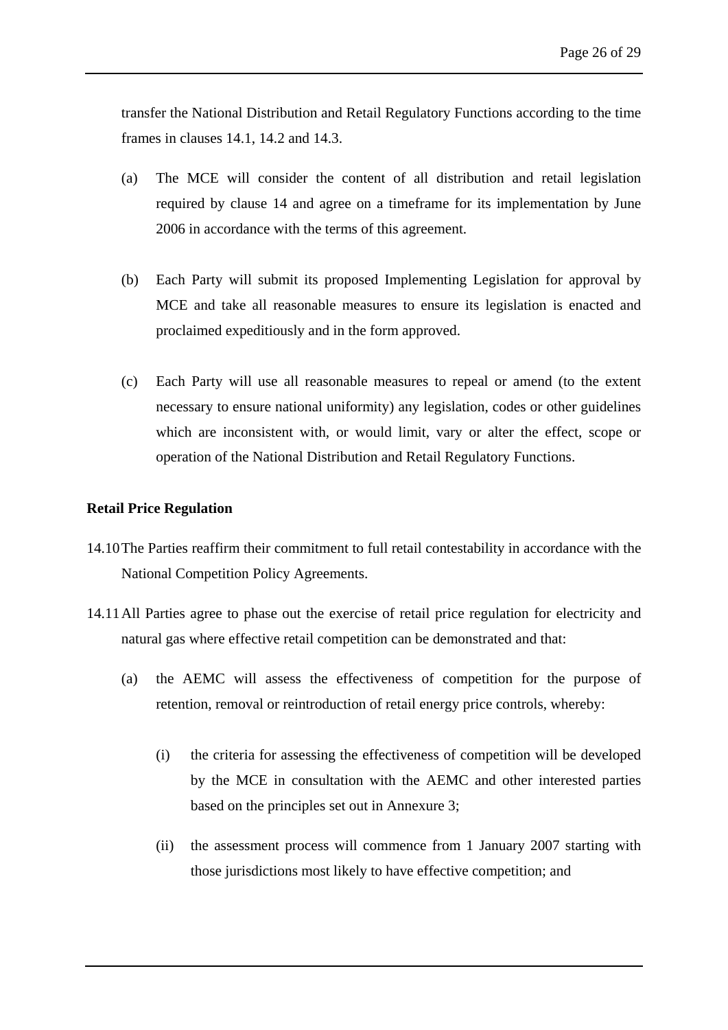transfer the National Distribution and Retail Regulatory Functions according to the time frames in clauses 14.1, 14.2 and 14.3.

(a) The MCE will consider the content of all distribution and retail legislation required by clause 14 and agree on a timeframe for its implementation by June 2006 in accordance with the terms of this agreement.

(b) Each Party will submit its proposed Implementing Legislation for approval by MCE and take all reasonable measures to ensure its legislation is enacted and proclaimed expeditiously and in the form approved.

(c) Each Party will use all reasonable measures to repeal or amend (to the extent necessary to ensure national uniformity) any legislation, codes or other guidelines which are inconsistent with, or would limit, vary or alter the effect, scope or operation of the National Distribution and Retail Regulatory Functions.

**Retail Price Regulation**

14.10 The Parties reaffirm their commitment to full retail contestability in accordance with the National Competition Policy Agreements.

14.11 All Parties agree to phase out the exercise of retail price regulation for electricity and natural gas where effective retail competition can be demonstrated and that:

(a) the AEMC will assess the effectiveness of competition for the purpose of retention, removal or reintroduction of retail energy price controls, whereby:

(i) the criteria for assessing the effectiveness of competition will be developed by the MCE in consultation with the AEMC and other interested parties based on the principles set out in Annexure 3;

(ii) the assessment process will commence from 1 January 2007 starting with those jurisdictions most likely to have effective competition; and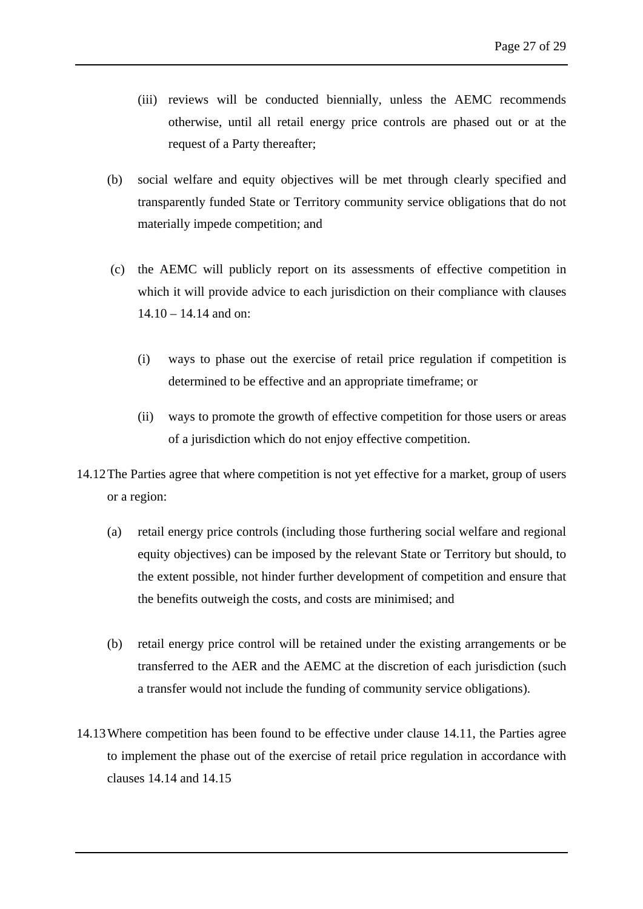(iii) reviews will be conducted biennially, unless the AEMC recommends otherwise, until all retail energy price controls are phased out or at the request of a Party thereafter;

(b) social welfare and equity objectives will be met through clearly specified and transparently funded State or Territory community service obligations that do not materially impede competition; and

(c) the AEMC will publicly report on its assessments of effective competition in which it will provide advice to each jurisdiction on their compliance with clauses 14.10 – 14.14 and on:

   (i) ways to phase out the exercise of retail price regulation if competition is determined to be effective and an appropriate timeframe; or

   (ii) ways to promote the growth of effective competition for those users or areas of a jurisdiction which do not enjoy effective competition.

14.12 The Parties agree that where competition is not yet effective for a market, group of users or a region:

(a) retail energy price controls (including those furthering social welfare and regional equity objectives) can be imposed by the relevant State or Territory but should, to the extent possible, not hinder further development of competition and ensure that the benefits outweigh the costs, and costs are minimised; and

(b) retail energy price control will be retained under the existing arrangements or be transferred to the AER and the AEMC at the discretion of each jurisdiction (such a transfer would not include the funding of community service obligations).

14.13 Where competition has been found to be effective under clause 14.11, the Parties agree to implement the phase out of the exercise of retail price regulation in accordance with clauses 14.14 and 14.15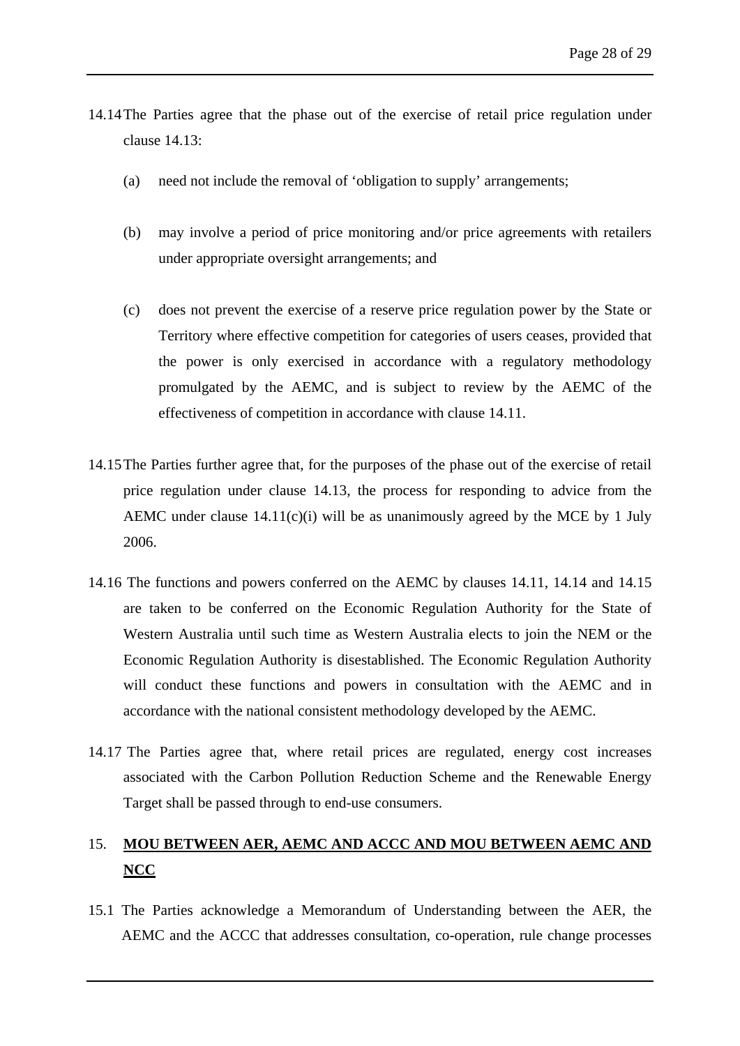14.14 The Parties agree that the phase out of the exercise of retail price regulation under clause 14.13:

(a) need not include the removal of 'obligation to supply' arrangements;

(b) may involve a period of price monitoring and/or price agreements with retailers under appropriate oversight arrangements; and

(c) does not prevent the exercise of a reserve price regulation power by the State or Territory where effective competition for categories of users ceases, provided that the power is only exercised in accordance with a regulatory methodology promulgated by the AEMC, and is subject to review by the AEMC of the effectiveness of competition in accordance with clause 14.11.

14.15 The Parties further agree that, for the purposes of the phase out of the exercise of retail price regulation under clause 14.13, the process for responding to advice from the AEMC under clause 14.11(c)(i) will be as unanimously agreed by the MCE by 1 July 2006.

14.16 The functions and powers conferred on the AEMC by clauses 14.11, 14.14 and 14.15 are taken to be conferred on the Economic Regulation Authority for the State of Western Australia until such time as Western Australia elects to join the NEM or the Economic Regulation Authority is disestablished. The Economic Regulation Authority will conduct these functions and powers in consultation with the AEMC and in accordance with the national consistent methodology developed by the AEMC.

14.17 The Parties agree that, where retail prices are regulated, energy cost increases associated with the Carbon Pollution Reduction Scheme and the Renewable Energy Target shall be passed through to end-use consumers.

## 15. MOU BETWEEN AER, AEMC AND ACCC AND MOU BETWEEN AEMC AND NCC

15.1 The Parties acknowledge a Memorandum of Understanding between the AER, the AEMC and the ACCC that addresses consultation, co-operation, rule change processes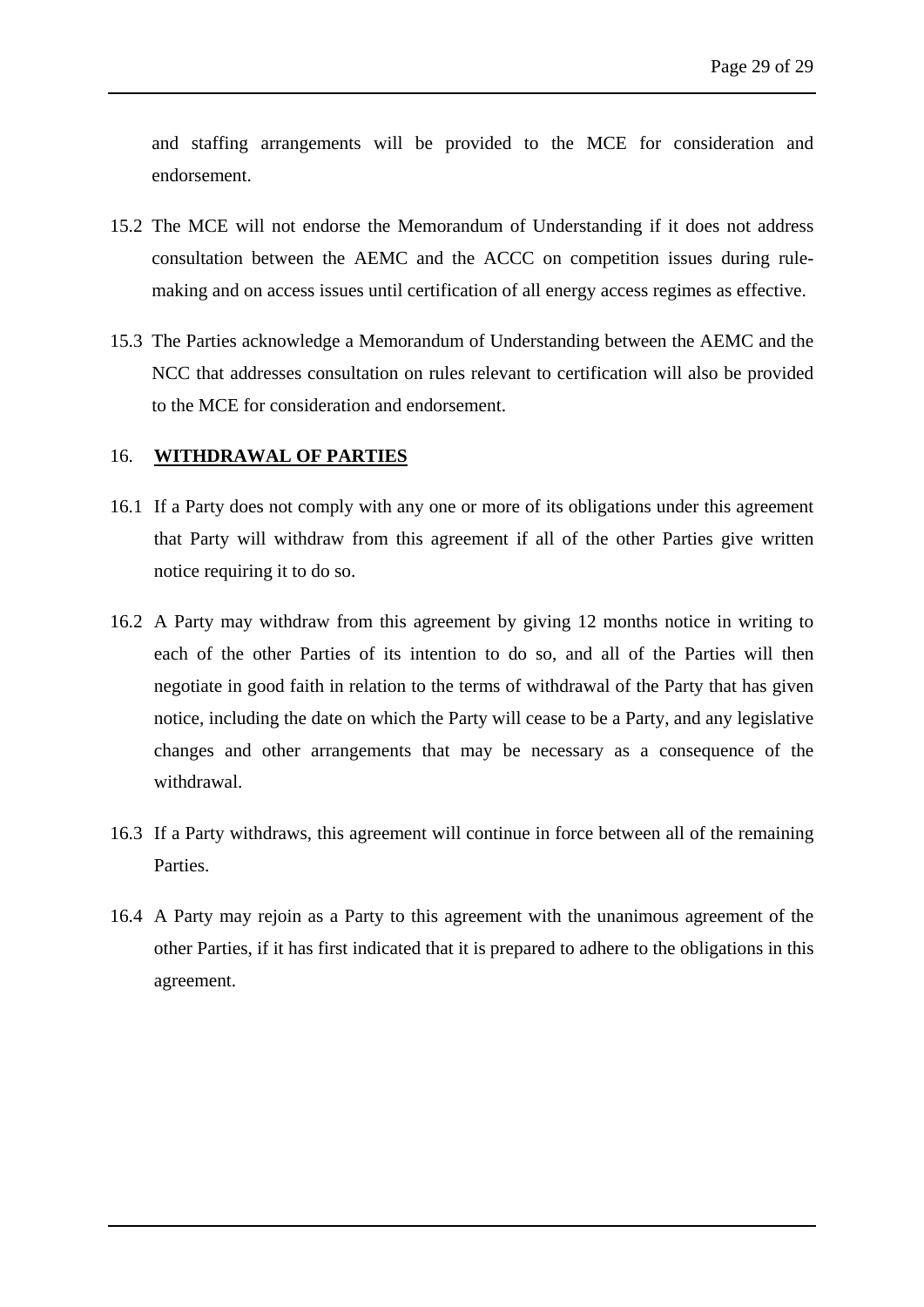and staffing arrangements will be provided to the MCE for consideration and endorsement.

15.2 The MCE will not endorse the Memorandum of Understanding if it does not address consultation between the AEMC and the ACCC on competition issues during rule-making and on access issues until certification of all energy access regimes as effective.

15.3 The Parties acknowledge a Memorandum of Understanding between the AEMC and the NCC that addresses consultation on rules relevant to certification will also be provided to the MCE for consideration and endorsement.

## 16. WITHDRAWAL OF PARTIES

16.1 If a Party does not comply with any one or more of its obligations under this agreement that Party will withdraw from this agreement if all of the other Parties give written notice requiring it to do so.

16.2 A Party may withdraw from this agreement by giving 12 months notice in writing to each of the other Parties of its intention to do so, and all of the Parties will then negotiate in good faith in relation to the terms of withdrawal of the Party that has given notice, including the date on which the Party will cease to be a Party, and any legislative changes and other arrangements that may be necessary as a consequence of the withdrawal.

16.3 If a Party withdraws, this agreement will continue in force between all of the remaining Parties.

16.4 A Party may rejoin as a Party to this agreement with the unanimous agreement of the other Parties, if it has first indicated that it is prepared to adhere to the obligations in this agreement.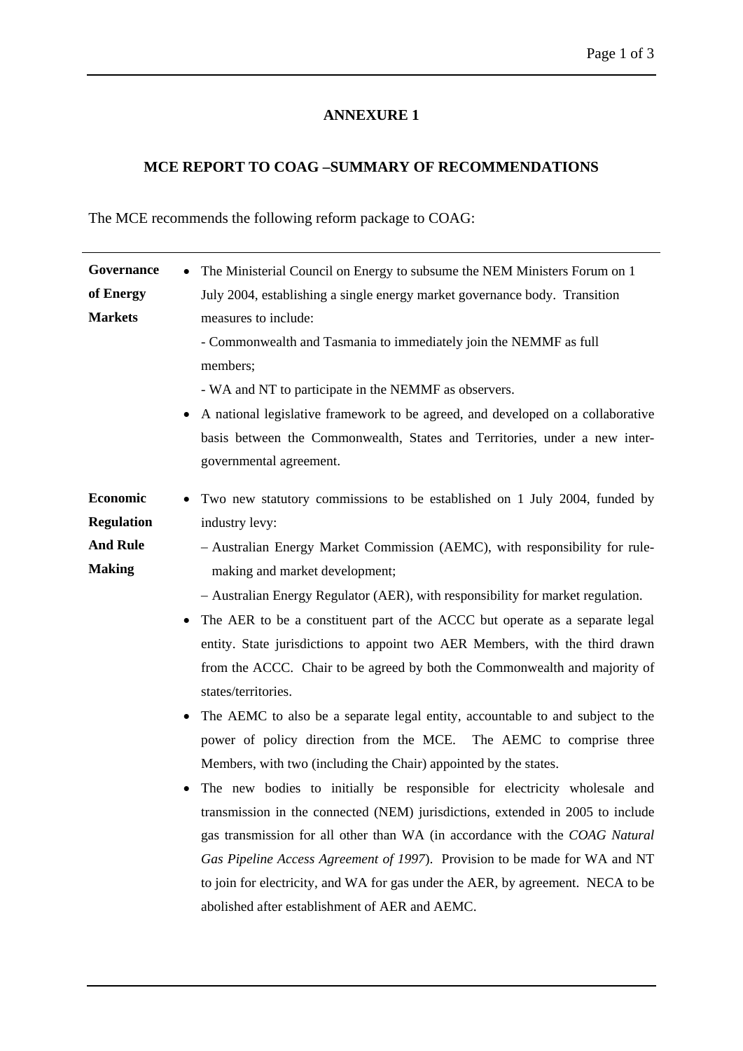# ANNEXURE 1

## MCE REPORT TO COAG –SUMMARY OF RECOMMENDATIONS

The MCE recommends the following reform package to COAG:

| | |
|---|---|
| **Governance of Energy Markets** | • The Ministerial Council on Energy to subsume the NEM Ministers Forum on 1 July 2004, establishing a single energy market governance body. Transition measures to include:<br>- Commonwealth and Tasmania to immediately join the NEMMF as full members;<br>- WA and NT to participate in the NEMMF as observers.<br>• A national legislative framework to be agreed, and developed on a collaborative basis between the Commonwealth, States and Territories, under a new inter-governmental agreement. |
| **Economic Regulation And Rule Making** | • Two new statutory commissions to be established on 1 July 2004, funded by industry levy:<br>– Australian Energy Market Commission (AEMC), with responsibility for rule-making and market development;<br>– Australian Energy Regulator (AER), with responsibility for market regulation.<br>• The AER to be a constituent part of the ACCC but operate as a separate legal entity. State jurisdictions to appoint two AER Members, with the third drawn from the ACCC. Chair to be agreed by both the Commonwealth and majority of states/territories.<br>• The AEMC to also be a separate legal entity, accountable to and subject to the power of policy direction from the MCE. The AEMC to comprise three Members, with two (including the Chair) appointed by the states.<br>• The new bodies to initially be responsible for electricity wholesale and transmission in the connected (NEM) jurisdictions, extended in 2005 to include gas transmission for all other than WA (in accordance with the *COAG Natural Gas Pipeline Access Agreement of 1997*). Provision to be made for WA and NT to join for electricity, and WA for gas under the AER, by agreement. NECA to be abolished after establishment of AER and AEMC. |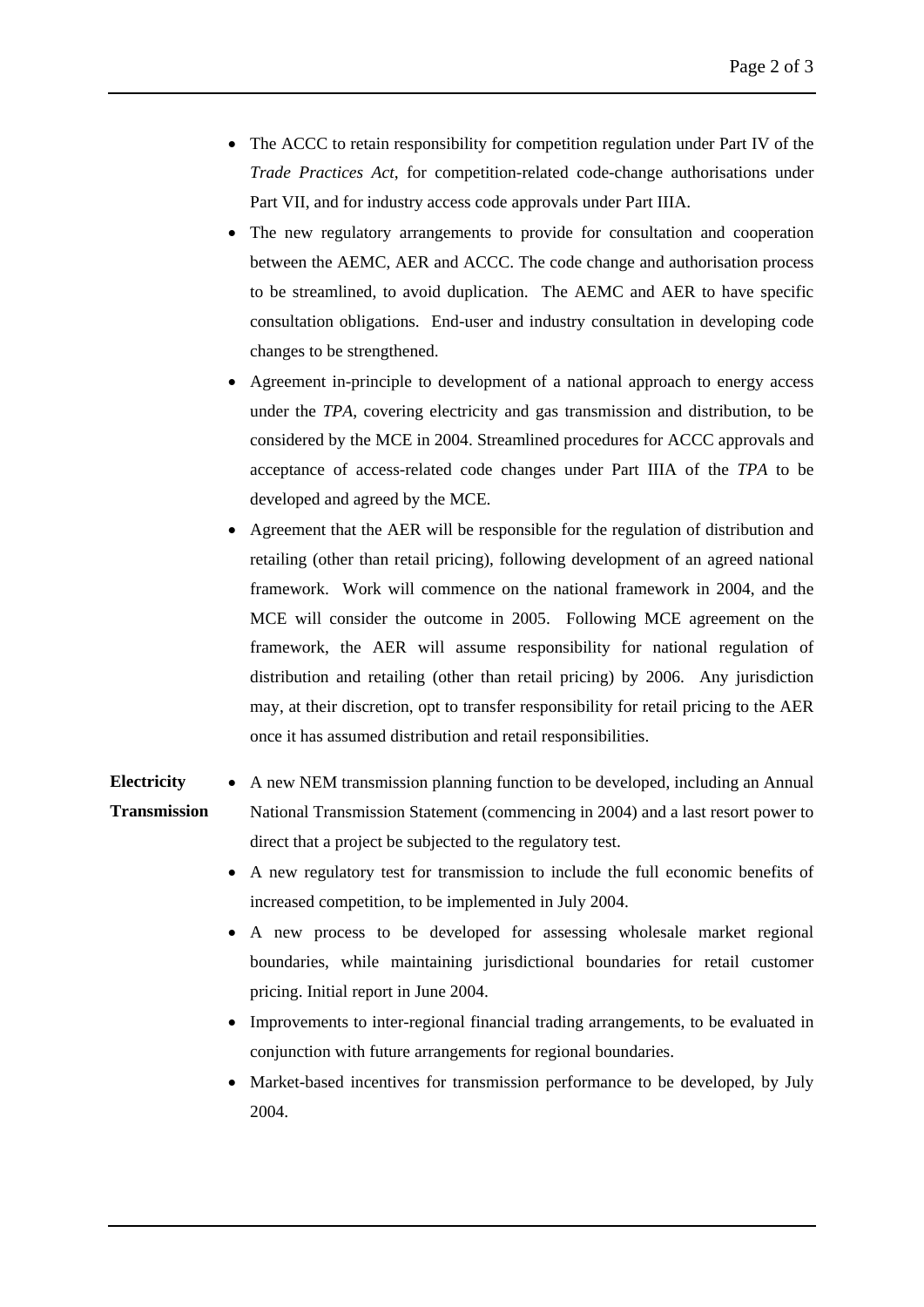- The ACCC to retain responsibility for competition regulation under Part IV of the *Trade Practices Act*, for competition-related code-change authorisations under Part VII, and for industry access code approvals under Part IIIA.
- The new regulatory arrangements to provide for consultation and cooperation between the AEMC, AER and ACCC. The code change and authorisation process to be streamlined, to avoid duplication. The AEMC and AER to have specific consultation obligations. End-user and industry consultation in developing code changes to be strengthened.
- Agreement in-principle to development of a national approach to energy access under the *TPA*, covering electricity and gas transmission and distribution, to be considered by the MCE in 2004. Streamlined procedures for ACCC approvals and acceptance of access-related code changes under Part IIIA of the *TPA* to be developed and agreed by the MCE.
- Agreement that the AER will be responsible for the regulation of distribution and retailing (other than retail pricing), following development of an agreed national framework. Work will commence on the national framework in 2004, and the MCE will consider the outcome in 2005. Following MCE agreement on the framework, the AER will assume responsibility for national regulation of distribution and retailing (other than retail pricing) by 2006. Any jurisdiction may, at their discretion, opt to transfer responsibility for retail pricing to the AER once it has assumed distribution and retail responsibilities.

**Electricity Transmission**

- A new NEM transmission planning function to be developed, including an Annual National Transmission Statement (commencing in 2004) and a last resort power to direct that a project be subjected to the regulatory test.
- A new regulatory test for transmission to include the full economic benefits of increased competition, to be implemented in July 2004.
- A new process to be developed for assessing wholesale market regional boundaries, while maintaining jurisdictional boundaries for retail customer pricing. Initial report in June 2004.
- Improvements to inter-regional financial trading arrangements, to be evaluated in conjunction with future arrangements for regional boundaries.
- Market-based incentives for transmission performance to be developed, by July 2004.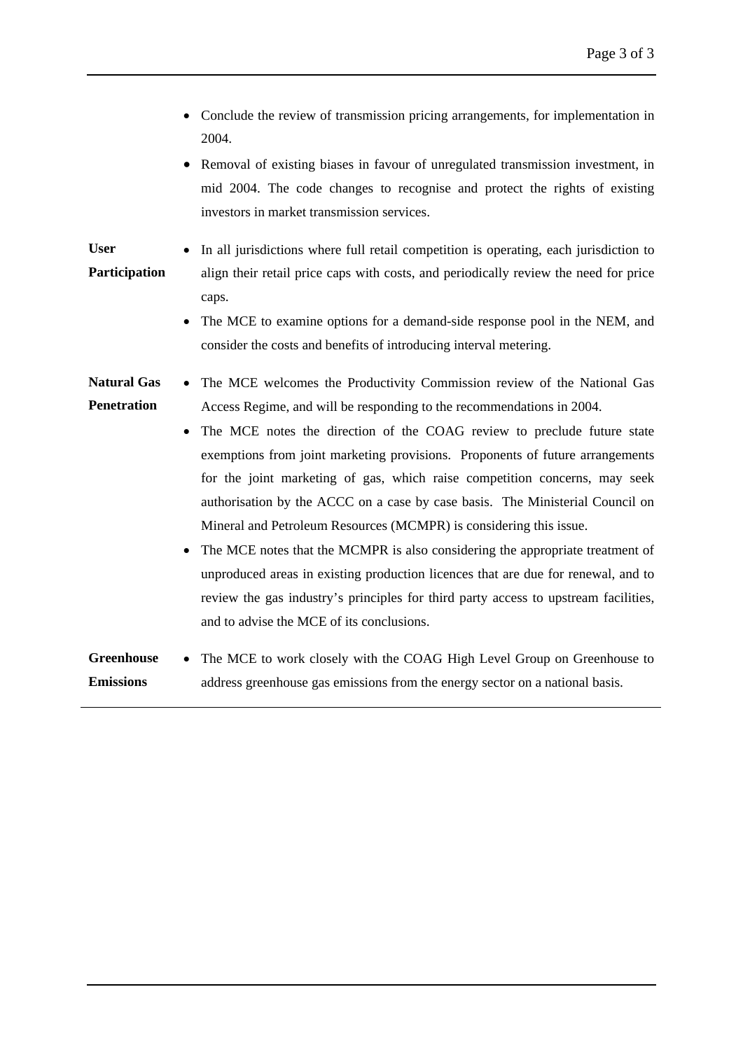| | |
|---|---|
| | • Conclude the review of transmission pricing arrangements, for implementation in 2004.<br>• Removal of existing biases in favour of unregulated transmission investment, in mid 2004. The code changes to recognise and protect the rights of existing investors in market transmission services. |
| **User Participation** | • In all jurisdictions where full retail competition is operating, each jurisdiction to align their retail price caps with costs, and periodically review the need for price caps.<br>• The MCE to examine options for a demand-side response pool in the NEM, and consider the costs and benefits of introducing interval metering. |
| **Natural Gas Penetration** | • The MCE welcomes the Productivity Commission review of the National Gas Access Regime, and will be responding to the recommendations in 2004.<br>• The MCE notes the direction of the COAG review to preclude future state exemptions from joint marketing provisions. Proponents of future arrangements for the joint marketing of gas, which raise competition concerns, may seek authorisation by the ACCC on a case by case basis. The Ministerial Council on Mineral and Petroleum Resources (MCMPR) is considering this issue.<br>• The MCE notes that the MCMPR is also considering the appropriate treatment of unproduced areas in existing production licences that are due for renewal, and to review the gas industry's principles for third party access to upstream facilities, and to advise the MCE of its conclusions. |
| **Greenhouse Emissions** | • The MCE to work closely with the COAG High Level Group on Greenhouse to address greenhouse gas emissions from the energy sector on a national basis. |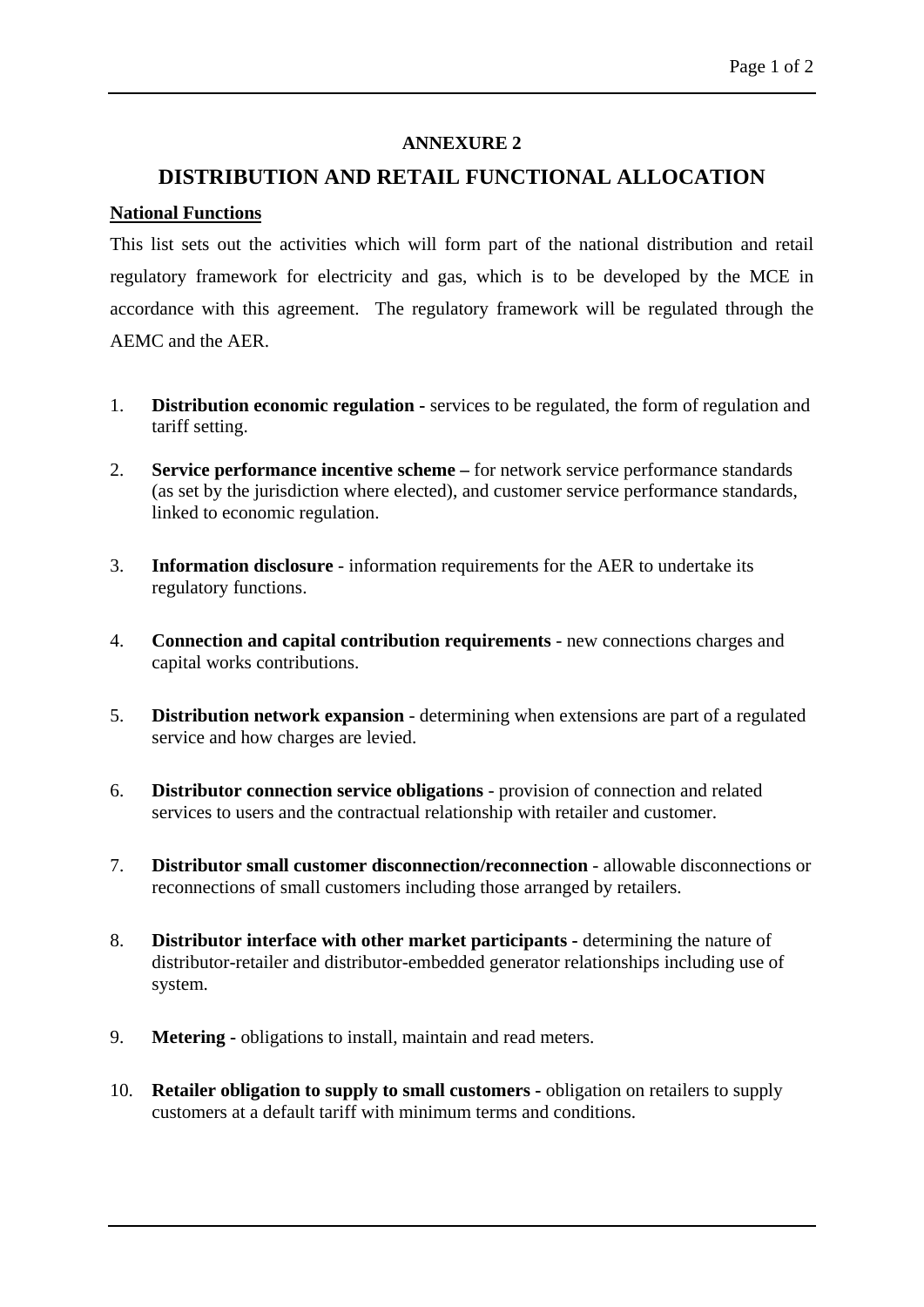## ANNEXURE 2

# DISTRIBUTION AND RETAIL FUNCTIONAL ALLOCATION

**National Functions**

This list sets out the activities which will form part of the national distribution and retail regulatory framework for electricity and gas, which is to be developed by the MCE in accordance with this agreement. The regulatory framework will be regulated through the AEMC and the AER.

1. **Distribution economic regulation -** services to be regulated, the form of regulation and tariff setting.

2. **Service performance incentive scheme –** for network service performance standards (as set by the jurisdiction where elected), and customer service performance standards, linked to economic regulation.

3. **Information disclosure** - information requirements for the AER to undertake its regulatory functions.

4. **Connection and capital contribution requirements** - new connections charges and capital works contributions.

5. **Distribution network expansion** - determining when extensions are part of a regulated service and how charges are levied.

6. **Distributor connection service obligations** - provision of connection and related services to users and the contractual relationship with retailer and customer.

7. **Distributor small customer disconnection/reconnection** - allowable disconnections or reconnections of small customers including those arranged by retailers.

8. **Distributor interface with other market participants -** determining the nature of distributor-retailer and distributor-embedded generator relationships including use of system.

9. **Metering -** obligations to install, maintain and read meters.

10. **Retailer obligation to supply to small customers -** obligation on retailers to supply customers at a default tariff with minimum terms and conditions.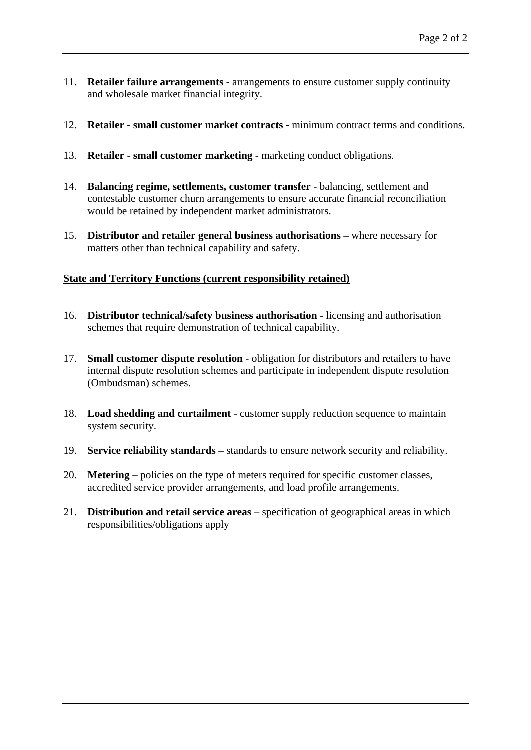11. **Retailer failure arrangements -** arrangements to ensure customer supply continuity and wholesale market financial integrity.

12. **Retailer - small customer market contracts -** minimum contract terms and conditions.

13. **Retailer - small customer marketing -** marketing conduct obligations.

14. **Balancing regime, settlements, customer transfer** - balancing, settlement and contestable customer churn arrangements to ensure accurate financial reconciliation would be retained by independent market administrators.

15. **Distributor and retailer general business authorisations –** where necessary for matters other than technical capability and safety.

**<u>State and Territory Functions (current responsibility retained)</u>**

16. **Distributor technical/safety business authorisation -** licensing and authorisation schemes that require demonstration of technical capability.

17. **Small customer dispute resolution** - obligation for distributors and retailers to have internal dispute resolution schemes and participate in independent dispute resolution (Ombudsman) schemes.

18. **Load shedding and curtailment** - customer supply reduction sequence to maintain system security.

19. **Service reliability standards –** standards to ensure network security and reliability.

20. **Metering –** policies on the type of meters required for specific customer classes, accredited service provider arrangements, and load profile arrangements.

21. **Distribution and retail service areas** – specification of geographical areas in which responsibilities/obligations apply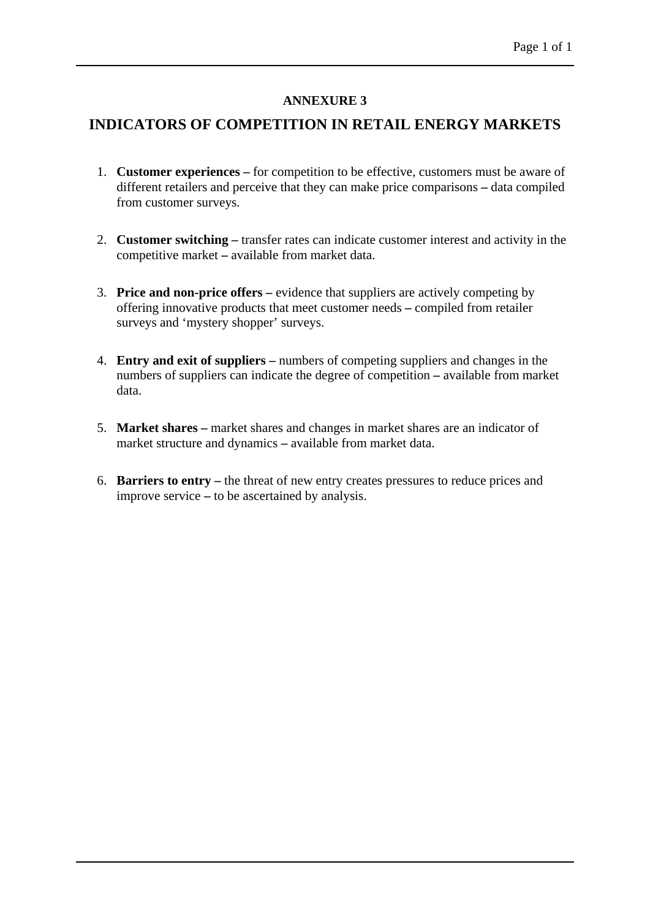**ANNEXURE 3**

# INDICATORS OF COMPETITION IN RETAIL ENERGY MARKETS

1. **Customer experiences –** for competition to be effective, customers must be aware of different retailers and perceive that they can make price comparisons **–** data compiled from customer surveys.

2. **Customer switching –** transfer rates can indicate customer interest and activity in the competitive market **–** available from market data.

3. **Price and non-price offers –** evidence that suppliers are actively competing by offering innovative products that meet customer needs **–** compiled from retailer surveys and 'mystery shopper' surveys.

4. **Entry and exit of suppliers –** numbers of competing suppliers and changes in the numbers of suppliers can indicate the degree of competition **–** available from market data.

5. **Market shares –** market shares and changes in market shares are an indicator of market structure and dynamics **–** available from market data.

6. **Barriers to entry –** the threat of new entry creates pressures to reduce prices and improve service **–** to be ascertained by analysis.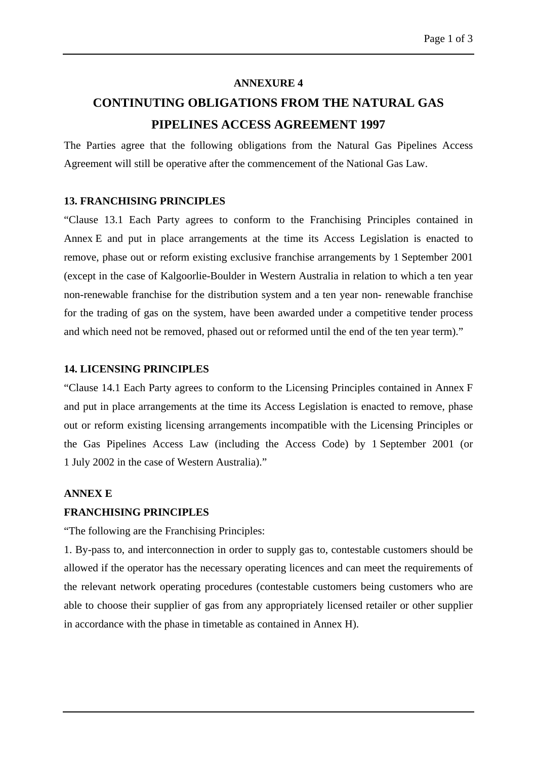**ANNEXURE 4**

# CONTINUTING OBLIGATIONS FROM THE NATURAL GAS PIPELINES ACCESS AGREEMENT 1997

The Parties agree that the following obligations from the Natural Gas Pipelines Access Agreement will still be operative after the commencement of the National Gas Law.

**13. FRANCHISING PRINCIPLES**

"Clause 13.1 Each Party agrees to conform to the Franchising Principles contained in Annex E and put in place arrangements at the time its Access Legislation is enacted to remove, phase out or reform existing exclusive franchise arrangements by 1 September 2001 (except in the case of Kalgoorlie-Boulder in Western Australia in relation to which a ten year non-renewable franchise for the distribution system and a ten year non- renewable franchise for the trading of gas on the system, have been awarded under a competitive tender process and which need not be removed, phased out or reformed until the end of the ten year term)."

**14. LICENSING PRINCIPLES**

"Clause 14.1 Each Party agrees to conform to the Licensing Principles contained in Annex F and put in place arrangements at the time its Access Legislation is enacted to remove, phase out or reform existing licensing arrangements incompatible with the Licensing Principles or the Gas Pipelines Access Law (including the Access Code) by 1 September 2001 (or 1 July 2002 in the case of Western Australia)."

**ANNEX E**

**FRANCHISING PRINCIPLES**

"The following are the Franchising Principles:

1. By-pass to, and interconnection in order to supply gas to, contestable customers should be allowed if the operator has the necessary operating licences and can meet the requirements of the relevant network operating procedures (contestable customers being customers who are able to choose their supplier of gas from any appropriately licensed retailer or other supplier in accordance with the phase in timetable as contained in Annex H).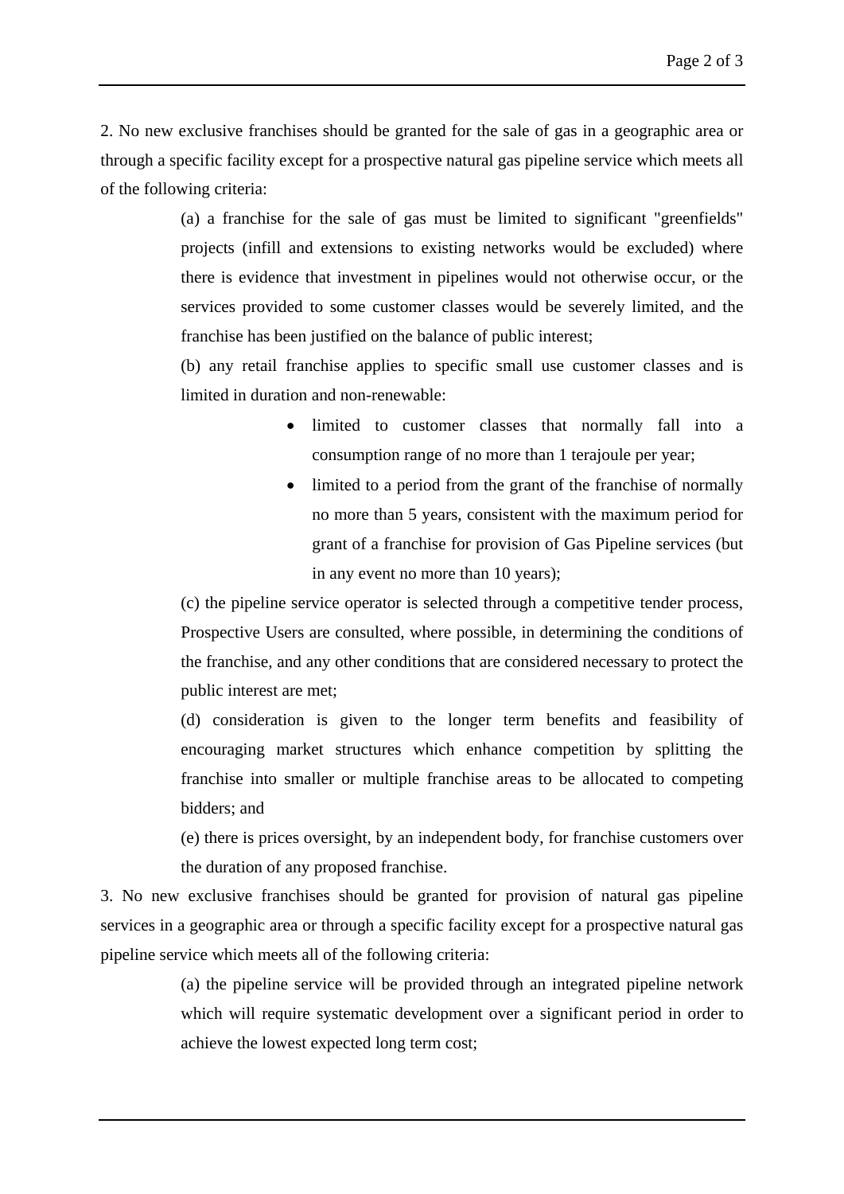2. No new exclusive franchises should be granted for the sale of gas in a geographic area or through a specific facility except for a prospective natural gas pipeline service which meets all of the following criteria:

> (a) a franchise for the sale of gas must be limited to significant "greenfields" projects (infill and extensions to existing networks would be excluded) where there is evidence that investment in pipelines would not otherwise occur, or the services provided to some customer classes would be severely limited, and the franchise has been justified on the balance of public interest;
>
> (b) any retail franchise applies to specific small use customer classes and is limited in duration and non-renewable:
>
> - limited to customer classes that normally fall into a consumption range of no more than 1 terajoule per year;
> - limited to a period from the grant of the franchise of normally no more than 5 years, consistent with the maximum period for grant of a franchise for provision of Gas Pipeline services (but in any event no more than 10 years);
>
> (c) the pipeline service operator is selected through a competitive tender process, Prospective Users are consulted, where possible, in determining the conditions of the franchise, and any other conditions that are considered necessary to protect the public interest are met;
>
> (d) consideration is given to the longer term benefits and feasibility of encouraging market structures which enhance competition by splitting the franchise into smaller or multiple franchise areas to be allocated to competing bidders; and
>
> (e) there is prices oversight, by an independent body, for franchise customers over the duration of any proposed franchise.

3. No new exclusive franchises should be granted for provision of natural gas pipeline services in a geographic area or through a specific facility except for a prospective natural gas pipeline service which meets all of the following criteria:

> (a) the pipeline service will be provided through an integrated pipeline network which will require systematic development over a significant period in order to achieve the lowest expected long term cost;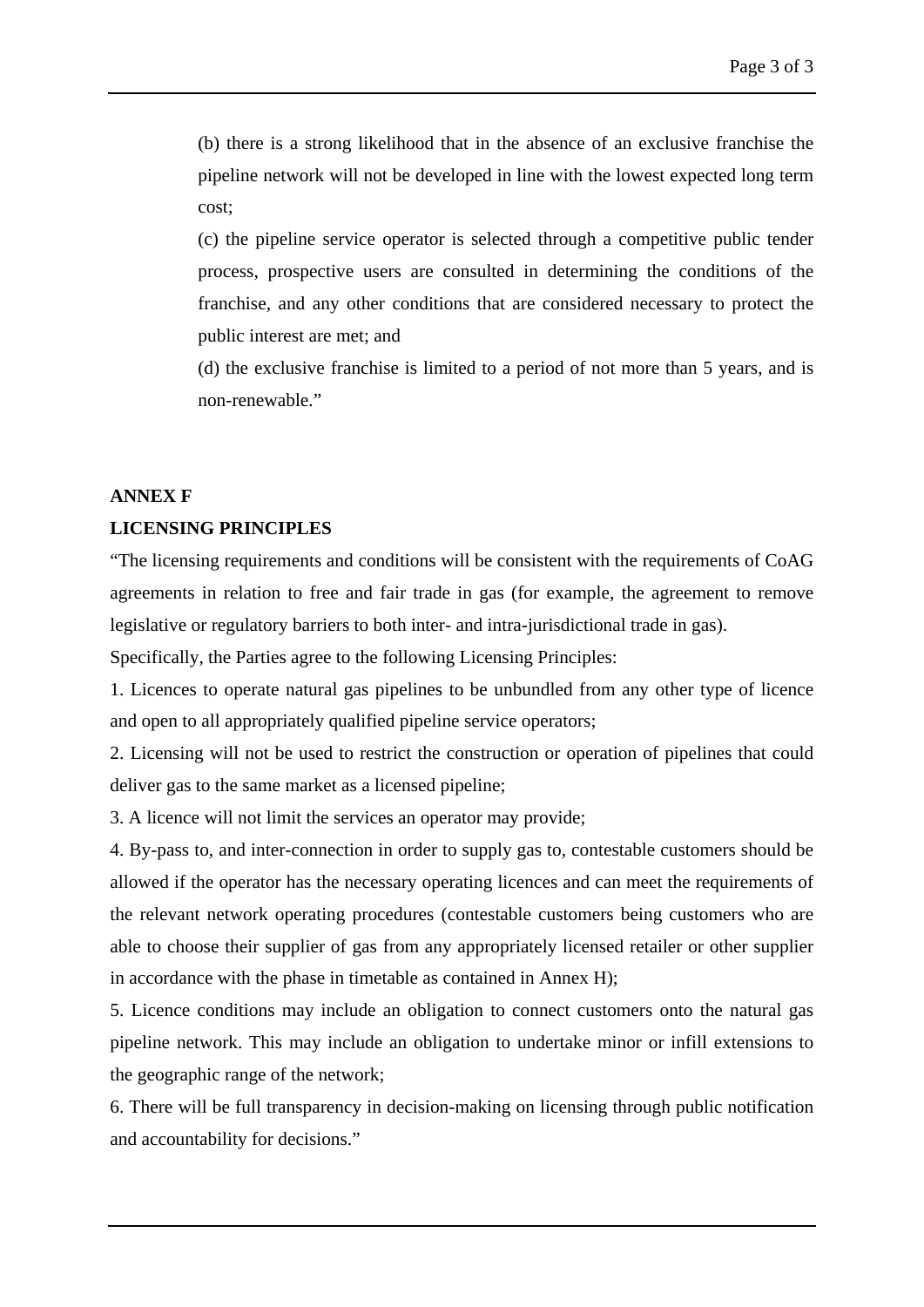(b) there is a strong likelihood that in the absence of an exclusive franchise the pipeline network will not be developed in line with the lowest expected long term cost;

(c) the pipeline service operator is selected through a competitive public tender process, prospective users are consulted in determining the conditions of the franchise, and any other conditions that are considered necessary to protect the public interest are met; and

(d) the exclusive franchise is limited to a period of not more than 5 years, and is non-renewable."

**ANNEX F**

**LICENSING PRINCIPLES**

"The licensing requirements and conditions will be consistent with the requirements of CoAG agreements in relation to free and fair trade in gas (for example, the agreement to remove legislative or regulatory barriers to both inter- and intra-jurisdictional trade in gas).

Specifically, the Parties agree to the following Licensing Principles:

1. Licences to operate natural gas pipelines to be unbundled from any other type of licence and open to all appropriately qualified pipeline service operators;
2. Licensing will not be used to restrict the construction or operation of pipelines that could deliver gas to the same market as a licensed pipeline;
3. A licence will not limit the services an operator may provide;
4. By-pass to, and inter-connection in order to supply gas to, contestable customers should be allowed if the operator has the necessary operating licences and can meet the requirements of the relevant network operating procedures (contestable customers being customers who are able to choose their supplier of gas from any appropriately licensed retailer or other supplier in accordance with the phase in timetable as contained in Annex H);
5. Licence conditions may include an obligation to connect customers onto the natural gas pipeline network. This may include an obligation to undertake minor or infill extensions to the geographic range of the network;
6. There will be full transparency in decision-making on licensing through public notification and accountability for decisions."